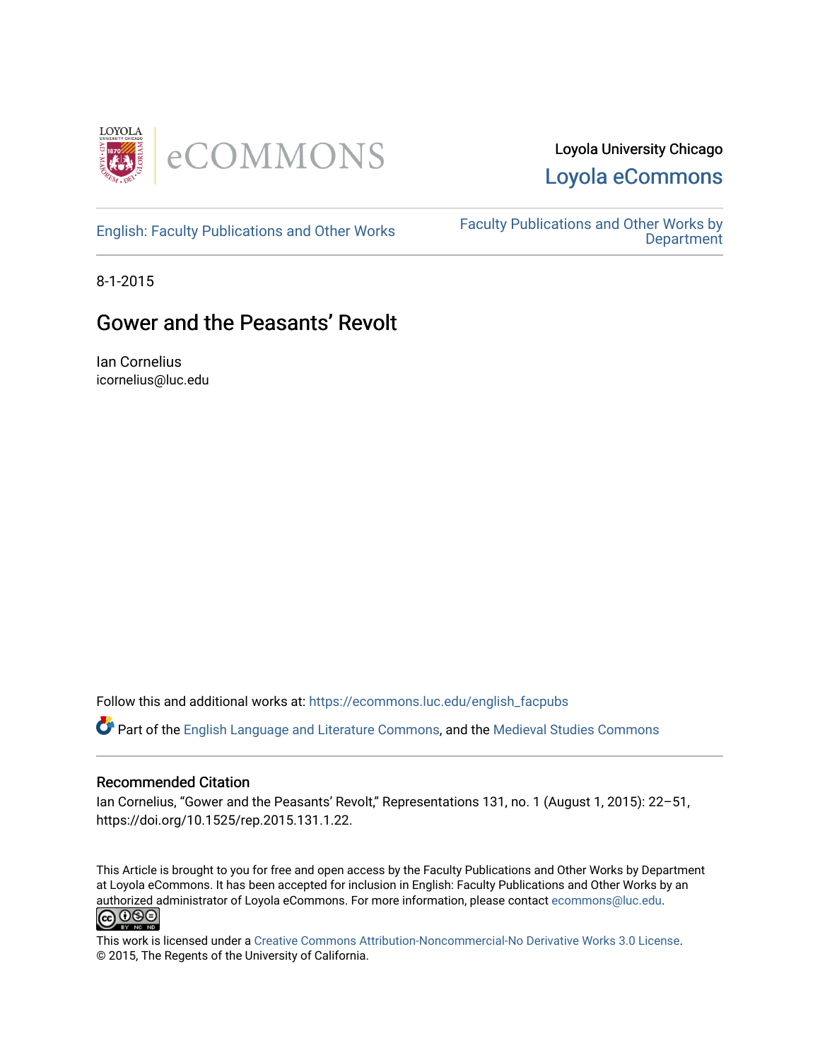Loyola University Chicago

Loyola eCommons

English: Faculty Publications and Other Works

Faculty Publications and Other Works by Department

8-1-2015

# Gower and the Peasants' Revolt

Ian Cornelius
icornelius@luc.edu

Follow this and additional works at: https://ecommons.luc.edu/english_facpubs

Part of the English Language and Literature Commons, and the Medieval Studies Commons

## Recommended Citation

Ian Cornelius, "Gower and the Peasants' Revolt," Representations 131, no. 1 (August 1, 2015): 22–51, https://doi.org/10.1525/rep.2015.131.1.22.

This Article is brought to you for free and open access by the Faculty Publications and Other Works by Department at Loyola eCommons. It has been accepted for inclusion in English: Faculty Publications and Other Works by an authorized administrator of Loyola eCommons. For more information, please contact ecommons@luc.edu.

This work is licensed under a Creative Commons Attribution-Noncommercial-No Derivative Works 3.0 License.
© 2015, The Regents of the University of California.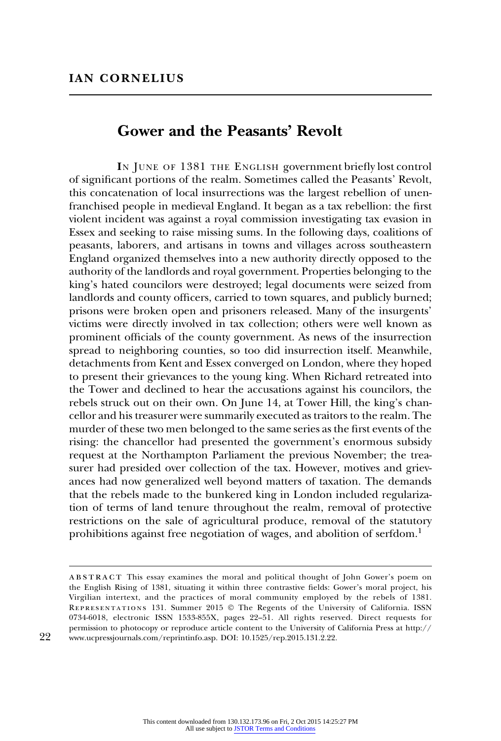# IAN CORNELIUS

## Gower and the Peasants' Revolt

In June of 1381 the English government briefly lost control of significant portions of the realm. Sometimes called the Peasants' Revolt, this concatenation of local insurrections was the largest rebellion of unenfranchised people in medieval England. It began as a tax rebellion: the first violent incident was against a royal commission investigating tax evasion in Essex and seeking to raise missing sums. In the following days, coalitions of peasants, laborers, and artisans in towns and villages across southeastern England organized themselves into a new authority directly opposed to the authority of the landlords and royal government. Properties belonging to the king's hated councilors were destroyed; legal documents were seized from landlords and county officers, carried to town squares, and publicly burned; prisons were broken open and prisoners released. Many of the insurgents' victims were directly involved in tax collection; others were well known as prominent officials of the county government. As news of the insurrection spread to neighboring counties, so too did insurrection itself. Meanwhile, detachments from Kent and Essex converged on London, where they hoped to present their grievances to the young king. When Richard retreated into the Tower and declined to hear the accusations against his councilors, the rebels struck out on their own. On June 14, at Tower Hill, the king's chancellor and his treasurer were summarily executed as traitors to the realm. The murder of these two men belonged to the same series as the first events of the rising: the chancellor had presented the government's enormous subsidy request at the Northampton Parliament the previous November; the treasurer had presided over collection of the tax. However, motives and grievances had now generalized well beyond matters of taxation. The demands that the rebels made to the bunkered king in London included regularization of terms of land tenure throughout the realm, removal of protective restrictions on the sale of agricultural produce, removal of the statutory prohibitions against free negotiation of wages, and abolition of serfdom.[1]

---

ABSTRACT This essay examines the moral and political thought of John Gower's poem on the English Rising of 1381, situating it within three contrastive fields: Gower's moral project, his Virgilian intertext, and the practices of moral community employed by the rebels of 1381. REPRESENTATIONS 131. Summer 2015 © The Regents of the University of California. ISSN 0734-6018, electronic ISSN 1533-855X, pages 22–51. All rights reserved. Direct requests for permission to photocopy or reproduce article content to the University of California Press at http://www.ucpressjournals.com/reprintinfo.asp. DOI: 10.1525/rep.2015.131.2.22.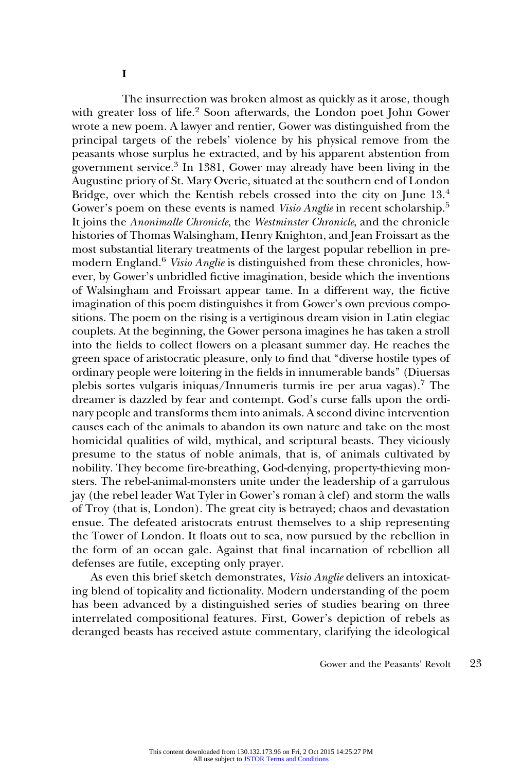## I

The insurrection was broken almost as quickly as it arose, though with greater loss of life.[2] Soon afterwards, the London poet John Gower wrote a new poem. A lawyer and rentier, Gower was distinguished from the principal targets of the rebels' violence by his physical remove from the peasants whose surplus he extracted, and by his apparent abstention from government service.[3] In 1381, Gower may already have been living in the Augustine priory of St. Mary Overie, situated at the southern end of London Bridge, over which the Kentish rebels crossed into the city on June 13.[4] Gower's poem on these events is named *Visio Anglie* in recent scholarship.[5] It joins the *Anonimalle Chronicle*, the *Westminster Chronicle*, and the chronicle histories of Thomas Walsingham, Henry Knighton, and Jean Froissart as the most substantial literary treatments of the largest popular rebellion in premodern England.[6] *Visio Anglie* is distinguished from these chronicles, however, by Gower's unbridled fictive imagination, beside which the inventions of Walsingham and Froissart appear tame. In a different way, the fictive imagination of this poem distinguishes it from Gower's own previous compositions. The poem on the rising is a vertiginous dream vision in Latin elegiac couplets. At the beginning, the Gower persona imagines he has taken a stroll into the fields to collect flowers on a pleasant summer day. He reaches the green space of aristocratic pleasure, only to find that "diverse hostile types of ordinary people were loitering in the fields in innumerable bands" (Diuersas plebis sortes vulgaris iniquas/Innumeris turmis ire per arua vagas).[7] The dreamer is dazzled by fear and contempt. God's curse falls upon the ordinary people and transforms them into animals. A second divine intervention causes each of the animals to abandon its own nature and take on the most homicidal qualities of wild, mythical, and scriptural beasts. They viciously presume to the status of noble animals, that is, of animals cultivated by nobility. They become fire-breathing, God-denying, property-thieving monsters. The rebel-animal-monsters unite under the leadership of a garrulous jay (the rebel leader Wat Tyler in Gower's roman à clef) and storm the walls of Troy (that is, London). The great city is betrayed; chaos and devastation ensue. The defeated aristocrats entrust themselves to a ship representing the Tower of London. It floats out to sea, now pursued by the rebellion in the form of an ocean gale. Against that final incarnation of rebellion all defenses are futile, excepting only prayer.

As even this brief sketch demonstrates, *Visio Anglie* delivers an intoxicating blend of topicality and fictionality. Modern understanding of the poem has been advanced by a distinguished series of studies bearing on three interrelated compositional features. First, Gower's depiction of rebels as deranged beasts has received astute commentary, clarifying the ideological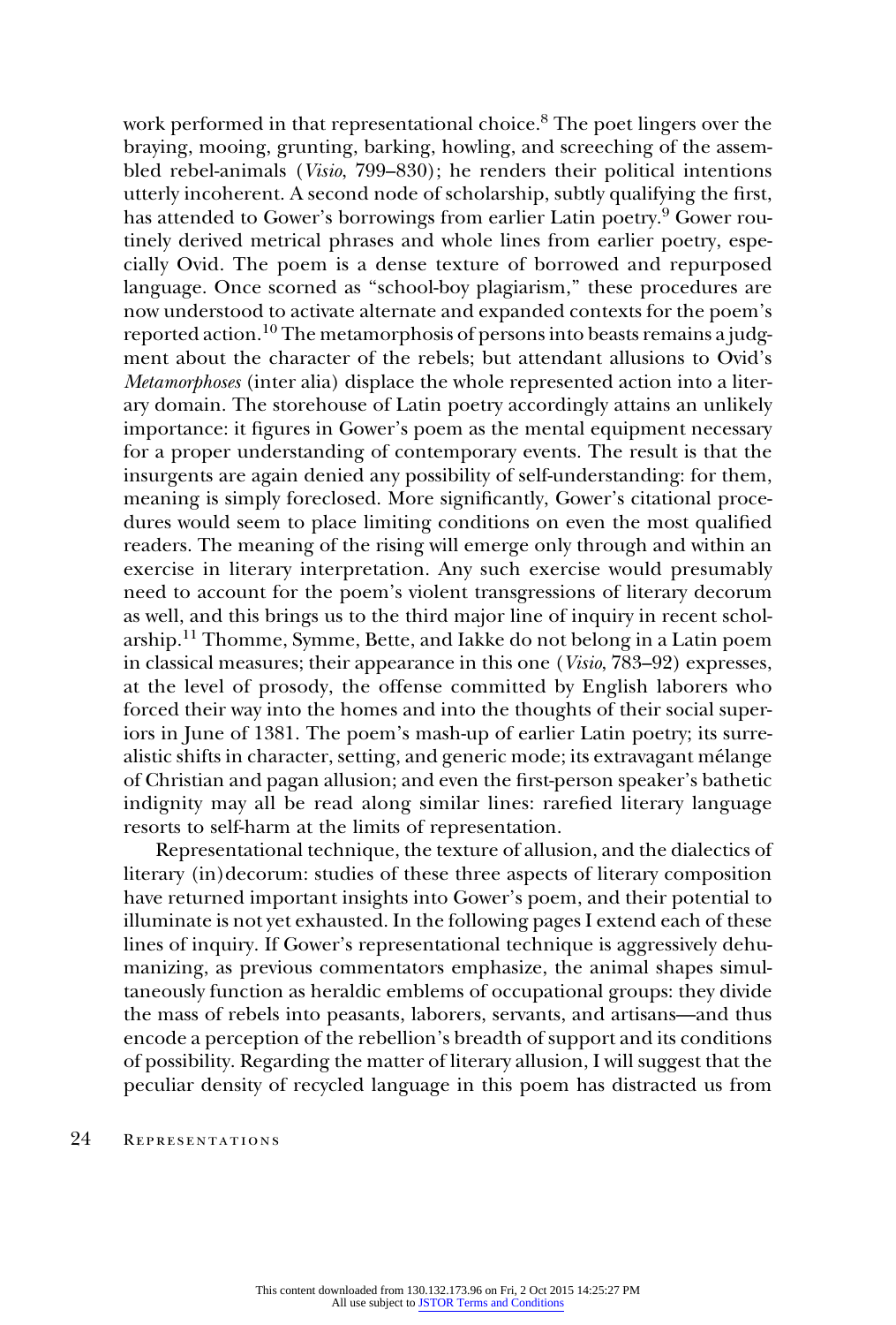work performed in that representational choice.[8] The poet lingers over the braying, mooing, grunting, barking, howling, and screeching of the assembled rebel-animals (*Visio*, 799–830); he renders their political intentions utterly incoherent. A second node of scholarship, subtly qualifying the first, has attended to Gower's borrowings from earlier Latin poetry.[9] Gower routinely derived metrical phrases and whole lines from earlier poetry, especially Ovid. The poem is a dense texture of borrowed and repurposed language. Once scorned as "school-boy plagiarism," these procedures are now understood to activate alternate and expanded contexts for the poem's reported action.[10] The metamorphosis of persons into beasts remains a judgment about the character of the rebels; but attendant allusions to Ovid's *Metamorphoses* (inter alia) displace the whole represented action into a literary domain. The storehouse of Latin poetry accordingly attains an unlikely importance: it figures in Gower's poem as the mental equipment necessary for a proper understanding of contemporary events. The result is that the insurgents are again denied any possibility of self-understanding: for them, meaning is simply foreclosed. More significantly, Gower's citational procedures would seem to place limiting conditions on even the most qualified readers. The meaning of the rising will emerge only through and within an exercise in literary interpretation. Any such exercise would presumably need to account for the poem's violent transgressions of literary decorum as well, and this brings us to the third major line of inquiry in recent scholarship.[11] Thomme, Symme, Bette, and Iakke do not belong in a Latin poem in classical measures; their appearance in this one (*Visio*, 783–92) expresses, at the level of prosody, the offense committed by English laborers who forced their way into the homes and into the thoughts of their social superiors in June of 1381. The poem's mash-up of earlier Latin poetry; its surrealistic shifts in character, setting, and generic mode; its extravagant mélange of Christian and pagan allusion; and even the first-person speaker's bathetic indignity may all be read along similar lines: rarefied literary language resorts to self-harm at the limits of representation.

Representational technique, the texture of allusion, and the dialectics of literary (in)decorum: studies of these three aspects of literary composition have returned important insights into Gower's poem, and their potential to illuminate is not yet exhausted. In the following pages I extend each of these lines of inquiry. If Gower's representational technique is aggressively dehumanizing, as previous commentators emphasize, the animal shapes simultaneously function as heraldic emblems of occupational groups: they divide the mass of rebels into peasants, laborers, servants, and artisans—and thus encode a perception of the rebellion's breadth of support and its conditions of possibility. Regarding the matter of literary allusion, I will suggest that the peculiar density of recycled language in this poem has distracted us from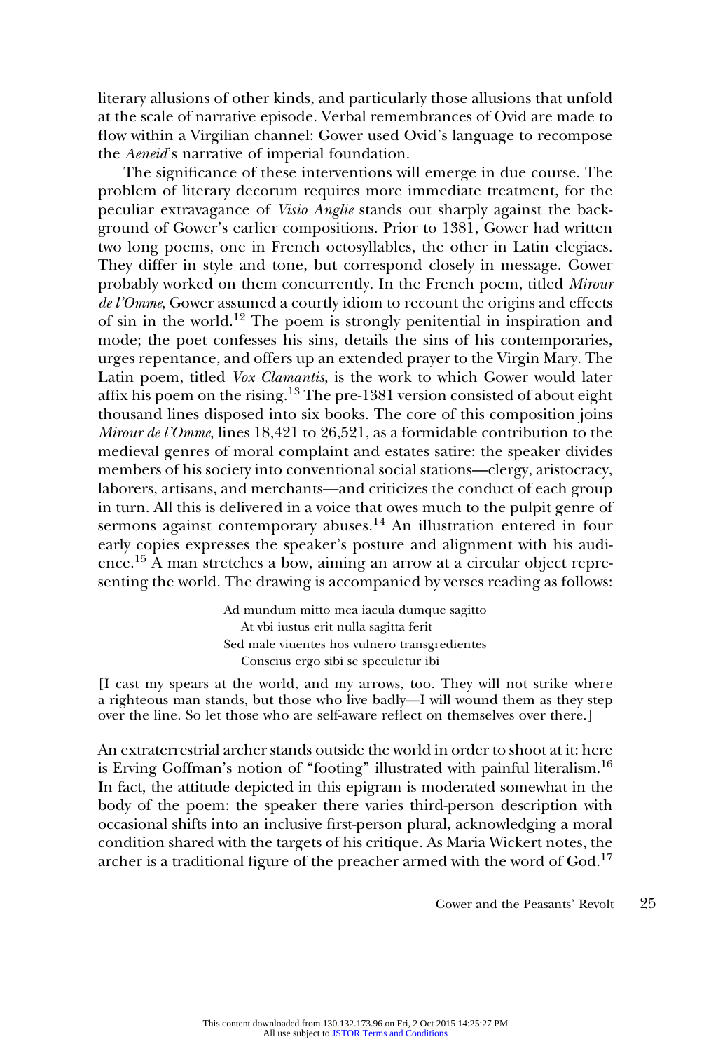literary allusions of other kinds, and particularly those allusions that unfold at the scale of narrative episode. Verbal remembrances of Ovid are made to flow within a Virgilian channel: Gower used Ovid's language to recompose the *Aeneid*'s narrative of imperial foundation.

The significance of these interventions will emerge in due course. The problem of literary decorum requires more immediate treatment, for the peculiar extravagance of *Visio Anglie* stands out sharply against the background of Gower's earlier compositions. Prior to 1381, Gower had written two long poems, one in French octosyllables, the other in Latin elegiacs. They differ in style and tone, but correspond closely in message. Gower probably worked on them concurrently. In the French poem, titled *Mirour de l'Omme*, Gower assumed a courtly idiom to recount the origins and effects of sin in the world.[12] The poem is strongly penitential in inspiration and mode; the poet confesses his sins, details the sins of his contemporaries, urges repentance, and offers up an extended prayer to the Virgin Mary. The Latin poem, titled *Vox Clamantis*, is the work to which Gower would later affix his poem on the rising.[13] The pre-1381 version consisted of about eight thousand lines disposed into six books. The core of this composition joins *Mirour de l'Omme*, lines 18,421 to 26,521, as a formidable contribution to the medieval genres of moral complaint and estates satire: the speaker divides members of his society into conventional social stations—clergy, aristocracy, laborers, artisans, and merchants—and criticizes the conduct of each group in turn. All this is delivered in a voice that owes much to the pulpit genre of sermons against contemporary abuses.[14] An illustration entered in four early copies expresses the speaker's posture and alignment with his audience.[15] A man stretches a bow, aiming an arrow at a circular object representing the world. The drawing is accompanied by verses reading as follows:

> Ad mundum mitto mea iacula dumque sagitto
> At vbi iustus erit nulla sagitta ferit
> Sed male viuentes hos vulnero transgredientes
> Conscius ergo sibi se speculetur ibi

[I cast my spears at the world, and my arrows, too. They will not strike where a righteous man stands, but those who live badly—I will wound them as they step over the line. So let those who are self-aware reflect on themselves over there.]

An extraterrestrial archer stands outside the world in order to shoot at it: here is Erving Goffman's notion of "footing" illustrated with painful literalism.[16] In fact, the attitude depicted in this epigram is moderated somewhat in the body of the poem: the speaker there varies third-person description with occasional shifts into an inclusive first-person plural, acknowledging a moral condition shared with the targets of his critique. As Maria Wickert notes, the archer is a traditional figure of the preacher armed with the word of God.[17]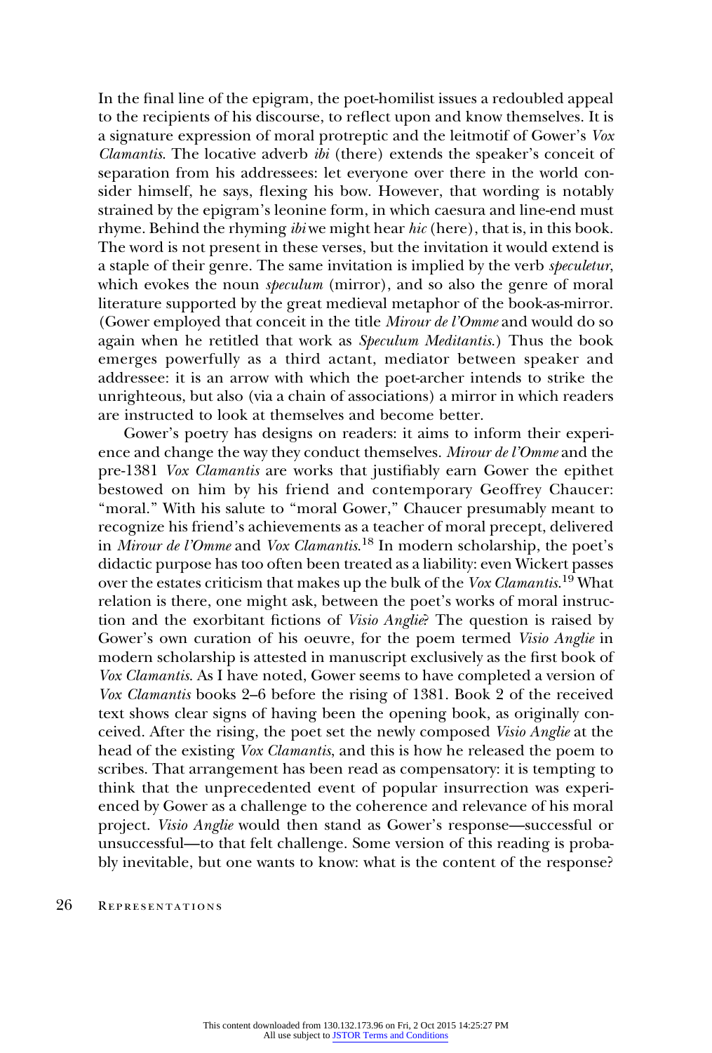In the final line of the epigram, the poet-homilist issues a redoubled appeal to the recipients of his discourse, to reflect upon and know themselves. It is a signature expression of moral protreptic and the leitmotif of Gower's *Vox Clamantis*. The locative adverb *ibi* (there) extends the speaker's conceit of separation from his addressees: let everyone over there in the world consider himself, he says, flexing his bow. However, that wording is notably strained by the epigram's leonine form, in which caesura and line-end must rhyme. Behind the rhyming *ibi* we might hear *hic* (here), that is, in this book. The word is not present in these verses, but the invitation it would extend is a staple of their genre. The same invitation is implied by the verb *speculetur*, which evokes the noun *speculum* (mirror), and so also the genre of moral literature supported by the great medieval metaphor of the book-as-mirror. (Gower employed that conceit in the title *Mirour de l'Omme* and would do so again when he retitled that work as *Speculum Meditantis*.) Thus the book emerges powerfully as a third actant, mediator between speaker and addressee: it is an arrow with which the poet-archer intends to strike the unrighteous, but also (via a chain of associations) a mirror in which readers are instructed to look at themselves and become better.

Gower's poetry has designs on readers: it aims to inform their experience and change the way they conduct themselves. *Mirour de l'Omme* and the pre-1381 *Vox Clamantis* are works that justifiably earn Gower the epithet bestowed on him by his friend and contemporary Geoffrey Chaucer: "moral." With his salute to "moral Gower," Chaucer presumably meant to recognize his friend's achievements as a teacher of moral precept, delivered in *Mirour de l'Omme* and *Vox Clamantis*.[18] In modern scholarship, the poet's didactic purpose has too often been treated as a liability: even Wickert passes over the estates criticism that makes up the bulk of the *Vox Clamantis*.[19] What relation is there, one might ask, between the poet's works of moral instruction and the exorbitant fictions of *Visio Anglie*? The question is raised by Gower's own curation of his oeuvre, for the poem termed *Visio Anglie* in modern scholarship is attested in manuscript exclusively as the first book of *Vox Clamantis*. As I have noted, Gower seems to have completed a version of *Vox Clamantis* books 2–6 before the rising of 1381. Book 2 of the received text shows clear signs of having been the opening book, as originally conceived. After the rising, the poet set the newly composed *Visio Anglie* at the head of the existing *Vox Clamantis*, and this is how he released the poem to scribes. That arrangement has been read as compensatory: it is tempting to think that the unprecedented event of popular insurrection was experienced by Gower as a challenge to the coherence and relevance of his moral project. *Visio Anglie* would then stand as Gower's response—successful or unsuccessful—to that felt challenge. Some version of this reading is probably inevitable, but one wants to know: what is the content of the response?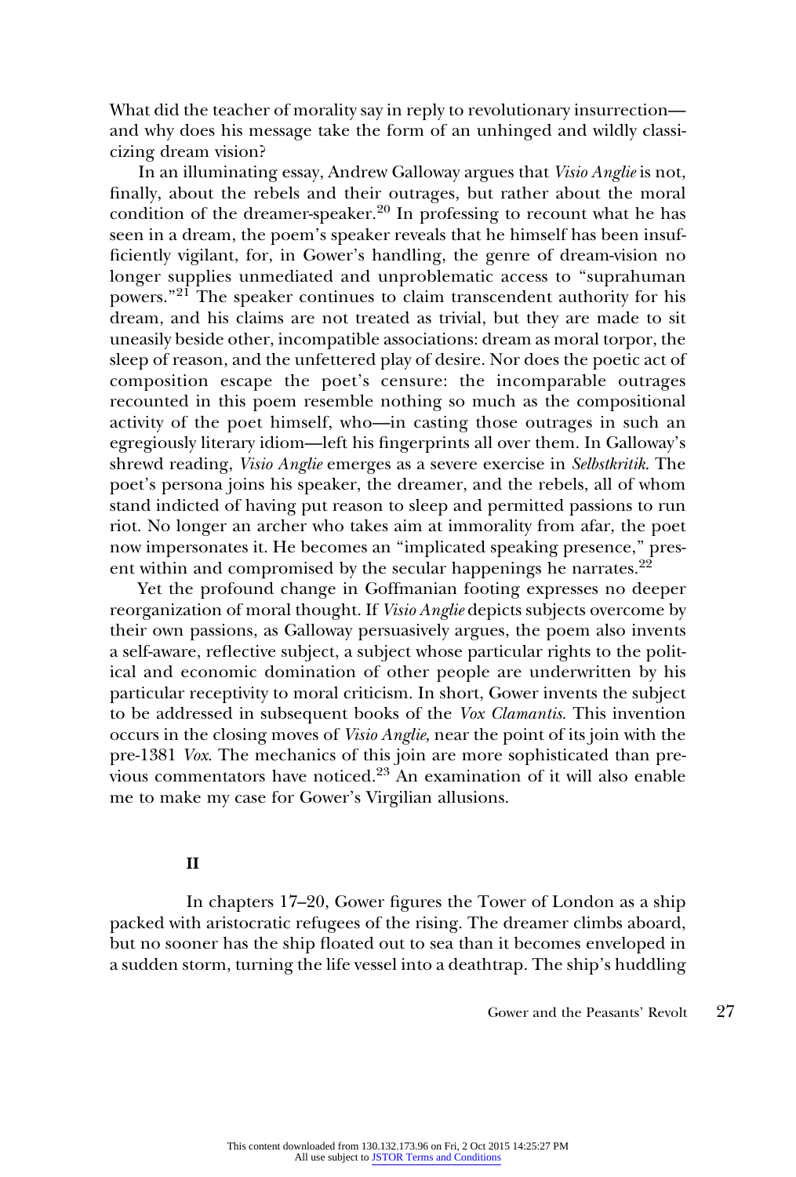What did the teacher of morality say in reply to revolutionary insurrection—and why does his message take the form of an unhinged and wildly classicizing dream vision?

In an illuminating essay, Andrew Galloway argues that *Visio Anglie* is not, finally, about the rebels and their outrages, but rather about the moral condition of the dreamer-speaker.[20] In professing to recount what he has seen in a dream, the poem's speaker reveals that he himself has been insufficiently vigilant, for, in Gower's handling, the genre of dream-vision no longer supplies unmediated and unproblematic access to "suprahuman powers."[21] The speaker continues to claim transcendent authority for his dream, and his claims are not treated as trivial, but they are made to sit uneasily beside other, incompatible associations: dream as moral torpor, the sleep of reason, and the unfettered play of desire. Nor does the poetic act of composition escape the poet's censure: the incomparable outrages recounted in this poem resemble nothing so much as the compositional activity of the poet himself, who—in casting those outrages in such an egregiously literary idiom—left his fingerprints all over them. In Galloway's shrewd reading, *Visio Anglie* emerges as a severe exercise in *Selbstkritik*. The poet's persona joins his speaker, the dreamer, and the rebels, all of whom stand indicted of having put reason to sleep and permitted passions to run riot. No longer an archer who takes aim at immorality from afar, the poet now impersonates it. He becomes an "implicated speaking presence," present within and compromised by the secular happenings he narrates.[22]

Yet the profound change in Goffmanian footing expresses no deeper reorganization of moral thought. If *Visio Anglie* depicts subjects overcome by their own passions, as Galloway persuasively argues, the poem also invents a self-aware, reflective subject, a subject whose particular rights to the political and economic domination of other people are underwritten by his particular receptivity to moral criticism. In short, Gower invents the subject to be addressed in subsequent books of the *Vox Clamantis*. This invention occurs in the closing moves of *Visio Anglie*, near the point of its join with the pre-1381 *Vox*. The mechanics of this join are more sophisticated than previous commentators have noticed.[23] An examination of it will also enable me to make my case for Gower's Virgilian allusions.

## II

In chapters 17–20, Gower figures the Tower of London as a ship packed with aristocratic refugees of the rising. The dreamer climbs aboard, but no sooner has the ship floated out to sea than it becomes enveloped in a sudden storm, turning the life vessel into a deathtrap. The ship's huddling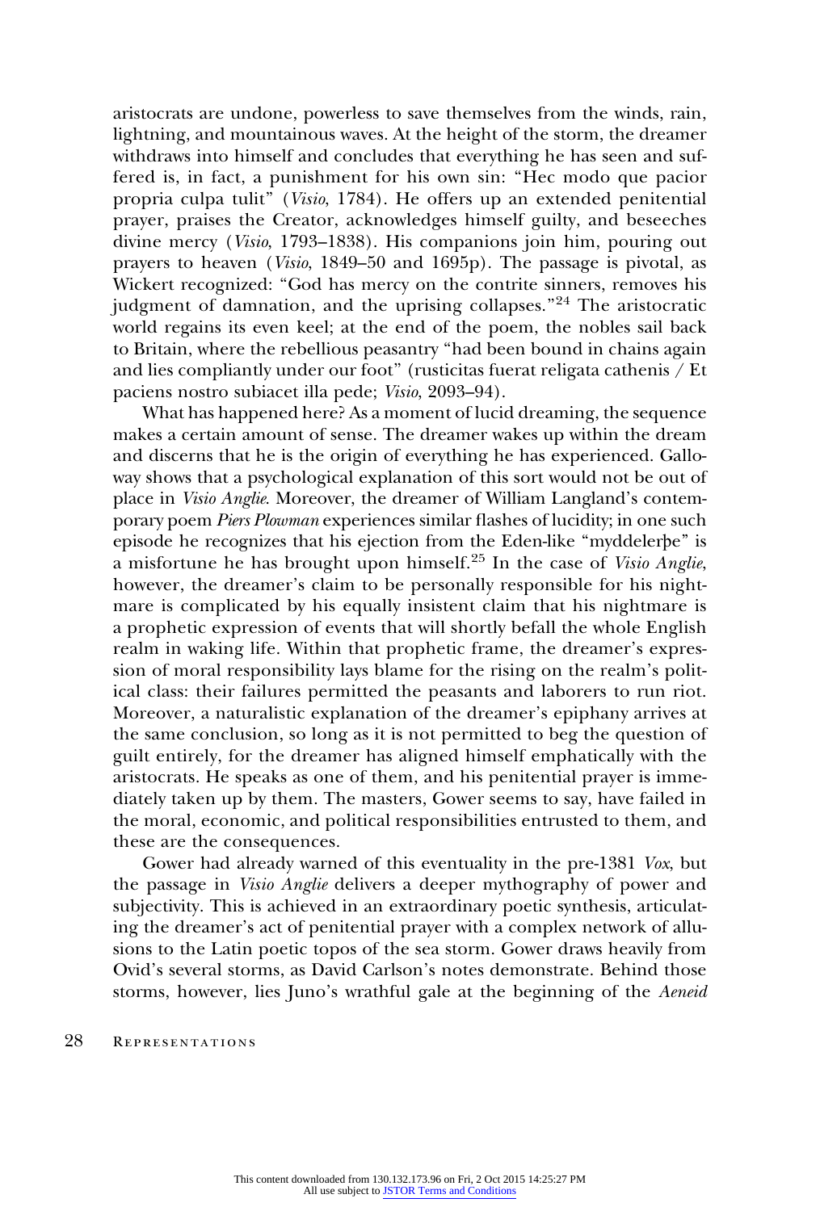aristocrats are undone, powerless to save themselves from the winds, rain, lightning, and mountainous waves. At the height of the storm, the dreamer withdraws into himself and concludes that everything he has seen and suffered is, in fact, a punishment for his own sin: "Hec modo que pacior propria culpa tulit" (*Visio*, 1784). He offers up an extended penitential prayer, praises the Creator, acknowledges himself guilty, and beseeches divine mercy (*Visio*, 1793–1838). His companions join him, pouring out prayers to heaven (*Visio*, 1849–50 and 1695p). The passage is pivotal, as Wickert recognized: "God has mercy on the contrite sinners, removes his judgment of damnation, and the uprising collapses."[24] The aristocratic world regains its even keel; at the end of the poem, the nobles sail back to Britain, where the rebellious peasantry "had been bound in chains again and lies compliantly under our foot" (rusticitas fuerat religata cathenis / Et paciens nostro subiacet illa pede; *Visio*, 2093–94).

What has happened here? As a moment of lucid dreaming, the sequence makes a certain amount of sense. The dreamer wakes up within the dream and discerns that he is the origin of everything he has experienced. Galloway shows that a psychological explanation of this sort would not be out of place in *Visio Anglie*. Moreover, the dreamer of William Langland's contemporary poem *Piers Plowman* experiences similar flashes of lucidity; in one such episode he recognizes that his ejection from the Eden-like "myddelerþe" is a misfortune he has brought upon himself.[25] In the case of *Visio Anglie*, however, the dreamer's claim to be personally responsible for his nightmare is complicated by his equally insistent claim that his nightmare is a prophetic expression of events that will shortly befall the whole English realm in waking life. Within that prophetic frame, the dreamer's expression of moral responsibility lays blame for the rising on the realm's political class: their failures permitted the peasants and laborers to run riot. Moreover, a naturalistic explanation of the dreamer's epiphany arrives at the same conclusion, so long as it is not permitted to beg the question of guilt entirely, for the dreamer has aligned himself emphatically with the aristocrats. He speaks as one of them, and his penitential prayer is immediately taken up by them. The masters, Gower seems to say, have failed in the moral, economic, and political responsibilities entrusted to them, and these are the consequences.

Gower had already warned of this eventuality in the pre-1381 *Vox*, but the passage in *Visio Anglie* delivers a deeper mythography of power and subjectivity. This is achieved in an extraordinary poetic synthesis, articulating the dreamer's act of penitential prayer with a complex network of allusions to the Latin poetic topos of the sea storm. Gower draws heavily from Ovid's several storms, as David Carlson's notes demonstrate. Behind those storms, however, lies Juno's wrathful gale at the beginning of the *Aeneid*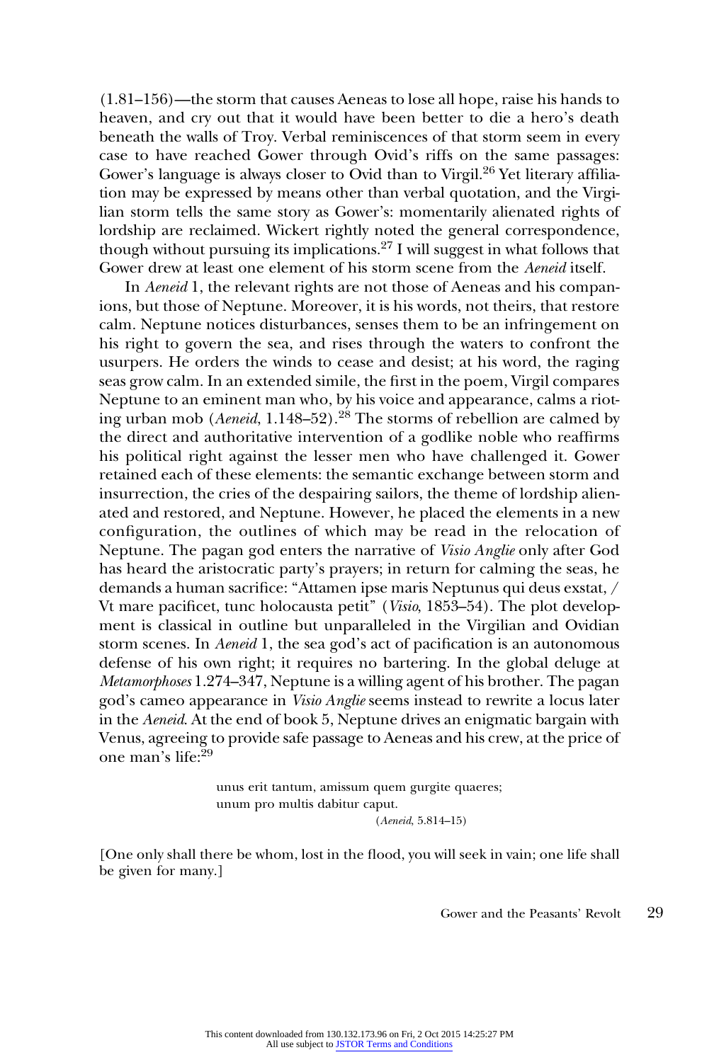(1.81–156)—the storm that causes Aeneas to lose all hope, raise his hands to heaven, and cry out that it would have been better to die a hero's death beneath the walls of Troy. Verbal reminiscences of that storm seem in every case to have reached Gower through Ovid's riffs on the same passages: Gower's language is always closer to Ovid than to Virgil.[26] Yet literary affiliation may be expressed by means other than verbal quotation, and the Virgilian storm tells the same story as Gower's: momentarily alienated rights of lordship are reclaimed. Wickert rightly noted the general correspondence, though without pursuing its implications.[27] I will suggest in what follows that Gower drew at least one element of his storm scene from the *Aeneid* itself.

In *Aeneid* 1, the relevant rights are not those of Aeneas and his companions, but those of Neptune. Moreover, it is his words, not theirs, that restore calm. Neptune notices disturbances, senses them to be an infringement on his right to govern the sea, and rises through the waters to confront the usurpers. He orders the winds to cease and desist; at his word, the raging seas grow calm. In an extended simile, the first in the poem, Virgil compares Neptune to an eminent man who, by his voice and appearance, calms a rioting urban mob (*Aeneid*, 1.148–52).[28] The storms of rebellion are calmed by the direct and authoritative intervention of a godlike noble who reaffirms his political right against the lesser men who have challenged it. Gower retained each of these elements: the semantic exchange between storm and insurrection, the cries of the despairing sailors, the theme of lordship alienated and restored, and Neptune. However, he placed the elements in a new configuration, the outlines of which may be read in the relocation of Neptune. The pagan god enters the narrative of *Visio Anglie* only after God has heard the aristocratic party's prayers; in return for calming the seas, he demands a human sacrifice: "Attamen ipse maris Neptunus qui deus exstat, / Vt mare pacificet, tunc holocausta petit" (*Visio*, 1853–54). The plot development is classical in outline but unparalleled in the Virgilian and Ovidian storm scenes. In *Aeneid* 1, the sea god's act of pacification is an autonomous defense of his own right; it requires no bartering. In the global deluge at *Metamorphoses* 1.274–347, Neptune is a willing agent of his brother. The pagan god's cameo appearance in *Visio Anglie* seems instead to rewrite a locus later in the *Aeneid*. At the end of book 5, Neptune drives an enigmatic bargain with Venus, agreeing to provide safe passage to Aeneas and his crew, at the price of one man's life:[29]

> unus erit tantum, amissum quem gurgite quaeres;
> unum pro multis dabitur caput.
> (*Aeneid*, 5.814–15)

[One only shall there be whom, lost in the flood, you will seek in vain; one life shall be given for many.]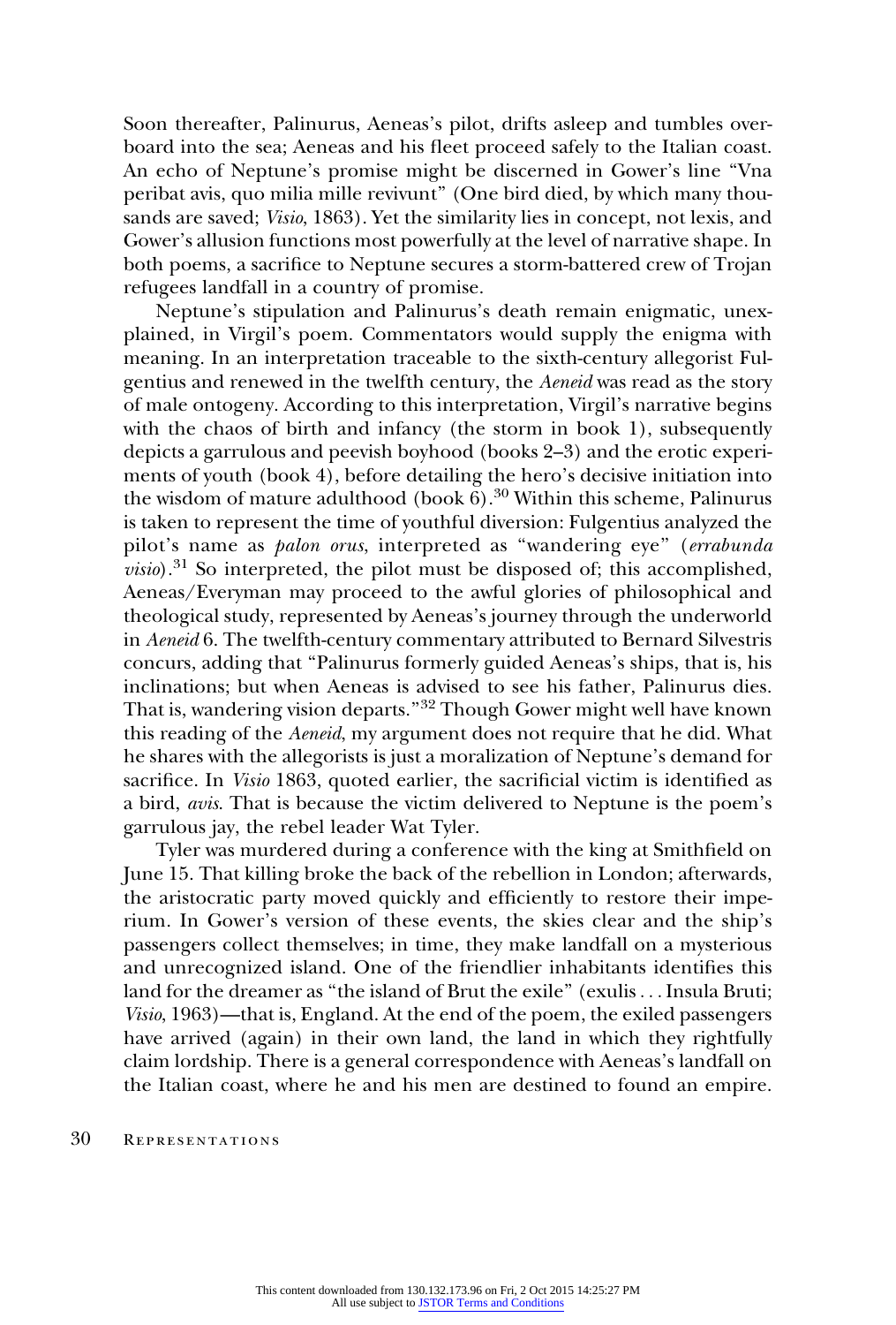Soon thereafter, Palinurus, Aeneas's pilot, drifts asleep and tumbles overboard into the sea; Aeneas and his fleet proceed safely to the Italian coast. An echo of Neptune's promise might be discerned in Gower's line "Vna peribat avis, quo milia mille revivunt" (One bird died, by which many thousands are saved; *Visio*, 1863). Yet the similarity lies in concept, not lexis, and Gower's allusion functions most powerfully at the level of narrative shape. In both poems, a sacrifice to Neptune secures a storm-battered crew of Trojan refugees landfall in a country of promise.

Neptune's stipulation and Palinurus's death remain enigmatic, unexplained, in Virgil's poem. Commentators would supply the enigma with meaning. In an interpretation traceable to the sixth-century allegorist Fulgentius and renewed in the twelfth century, the *Aeneid* was read as the story of male ontogeny. According to this interpretation, Virgil's narrative begins with the chaos of birth and infancy (the storm in book 1), subsequently depicts a garrulous and peevish boyhood (books 2–3) and the erotic experiments of youth (book 4), before detailing the hero's decisive initiation into the wisdom of mature adulthood (book 6).[30] Within this scheme, Palinurus is taken to represent the time of youthful diversion: Fulgentius analyzed the pilot's name as *palon orus*, interpreted as "wandering eye" (*errabunda visio*).[31] So interpreted, the pilot must be disposed of; this accomplished, Aeneas/Everyman may proceed to the awful glories of philosophical and theological study, represented by Aeneas's journey through the underworld in *Aeneid* 6. The twelfth-century commentary attributed to Bernard Silvestris concurs, adding that "Palinurus formerly guided Aeneas's ships, that is, his inclinations; but when Aeneas is advised to see his father, Palinurus dies. That is, wandering vision departs."[32] Though Gower might well have known this reading of the *Aeneid*, my argument does not require that he did. What he shares with the allegorists is just a moralization of Neptune's demand for sacrifice. In *Visio* 1863, quoted earlier, the sacrificial victim is identified as a bird, *avis*. That is because the victim delivered to Neptune is the poem's garrulous jay, the rebel leader Wat Tyler.

Tyler was murdered during a conference with the king at Smithfield on June 15. That killing broke the back of the rebellion in London; afterwards, the aristocratic party moved quickly and efficiently to restore their imperium. In Gower's version of these events, the skies clear and the ship's passengers collect themselves; in time, they make landfall on a mysterious and unrecognized island. One of the friendlier inhabitants identifies this land for the dreamer as "the island of Brut the exile" (exulis . . . Insula Bruti; *Visio*, 1963)—that is, England. At the end of the poem, the exiled passengers have arrived (again) in their own land, the land in which they rightfully claim lordship. There is a general correspondence with Aeneas's landfall on the Italian coast, where he and his men are destined to found an empire.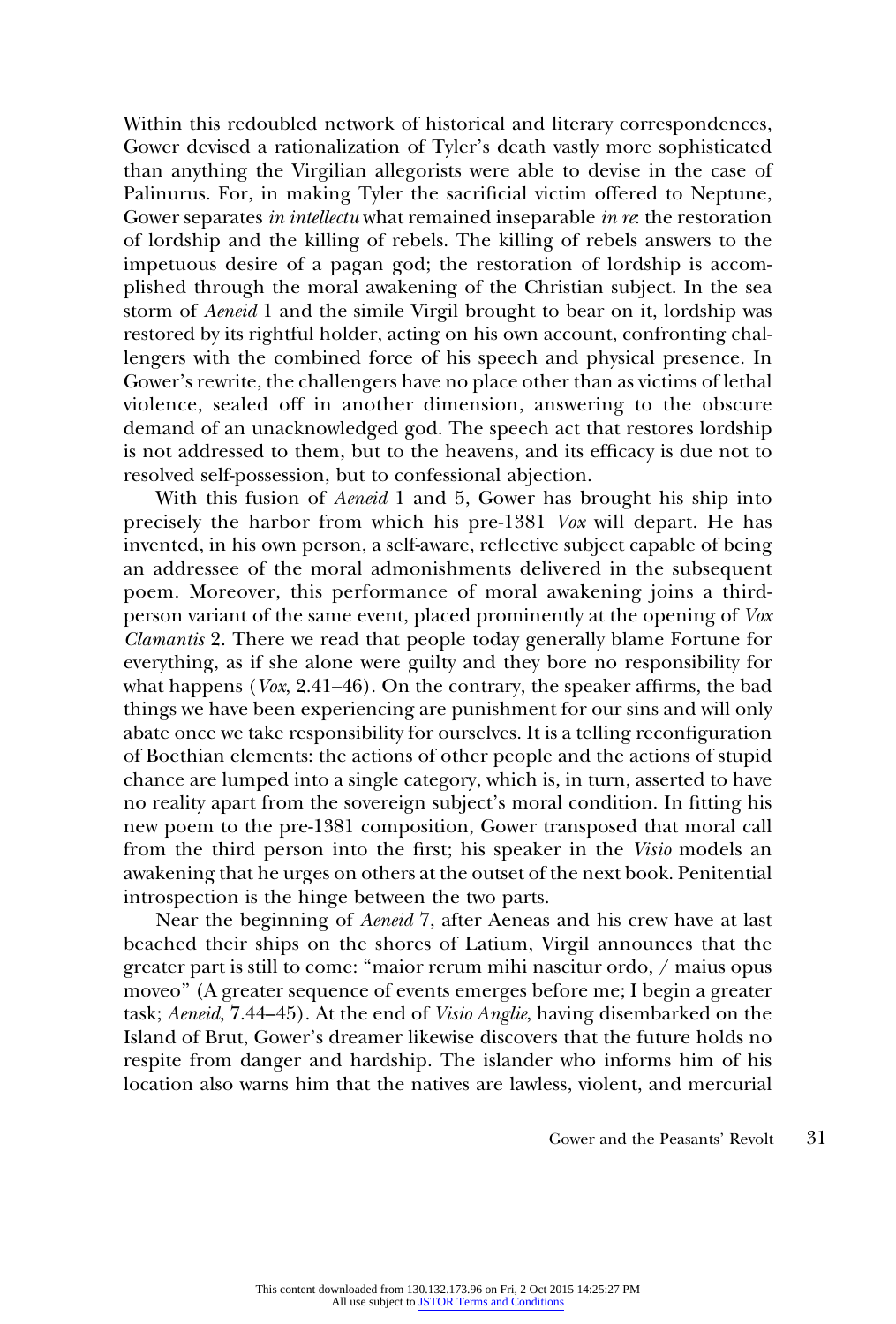Within this redoubled network of historical and literary correspondences, Gower devised a rationalization of Tyler's death vastly more sophisticated than anything the Virgilian allegorists were able to devise in the case of Palinurus. For, in making Tyler the sacrificial victim offered to Neptune, Gower separates *in intellectu* what remained inseparable *in re*: the restoration of lordship and the killing of rebels. The killing of rebels answers to the impetuous desire of a pagan god; the restoration of lordship is accomplished through the moral awakening of the Christian subject. In the sea storm of *Aeneid* 1 and the simile Virgil brought to bear on it, lordship was restored by its rightful holder, acting on his own account, confronting challengers with the combined force of his speech and physical presence. In Gower's rewrite, the challengers have no place other than as victims of lethal violence, sealed off in another dimension, answering to the obscure demand of an unacknowledged god. The speech act that restores lordship is not addressed to them, but to the heavens, and its efficacy is due not to resolved self-possession, but to confessional abjection.

With this fusion of *Aeneid* 1 and 5, Gower has brought his ship into precisely the harbor from which his pre-1381 *Vox* will depart. He has invented, in his own person, a self-aware, reflective subject capable of being an addressee of the moral admonishments delivered in the subsequent poem. Moreover, this performance of moral awakening joins a third-person variant of the same event, placed prominently at the opening of *Vox Clamantis* 2. There we read that people today generally blame Fortune for everything, as if she alone were guilty and they bore no responsibility for what happens (*Vox*, 2.41–46). On the contrary, the speaker affirms, the bad things we have been experiencing are punishment for our sins and will only abate once we take responsibility for ourselves. It is a telling reconfiguration of Boethian elements: the actions of other people and the actions of stupid chance are lumped into a single category, which is, in turn, asserted to have no reality apart from the sovereign subject's moral condition. In fitting his new poem to the pre-1381 composition, Gower transposed that moral call from the third person into the first; his speaker in the *Visio* models an awakening that he urges on others at the outset of the next book. Penitential introspection is the hinge between the two parts.

Near the beginning of *Aeneid* 7, after Aeneas and his crew have at last beached their ships on the shores of Latium, Virgil announces that the greater part is still to come: "maior rerum mihi nascitur ordo, / maius opus moveo" (A greater sequence of events emerges before me; I begin a greater task; *Aeneid*, 7.44–45). At the end of *Visio Anglie*, having disembarked on the Island of Brut, Gower's dreamer likewise discovers that the future holds no respite from danger and hardship. The islander who informs him of his location also warns him that the natives are lawless, violent, and mercurial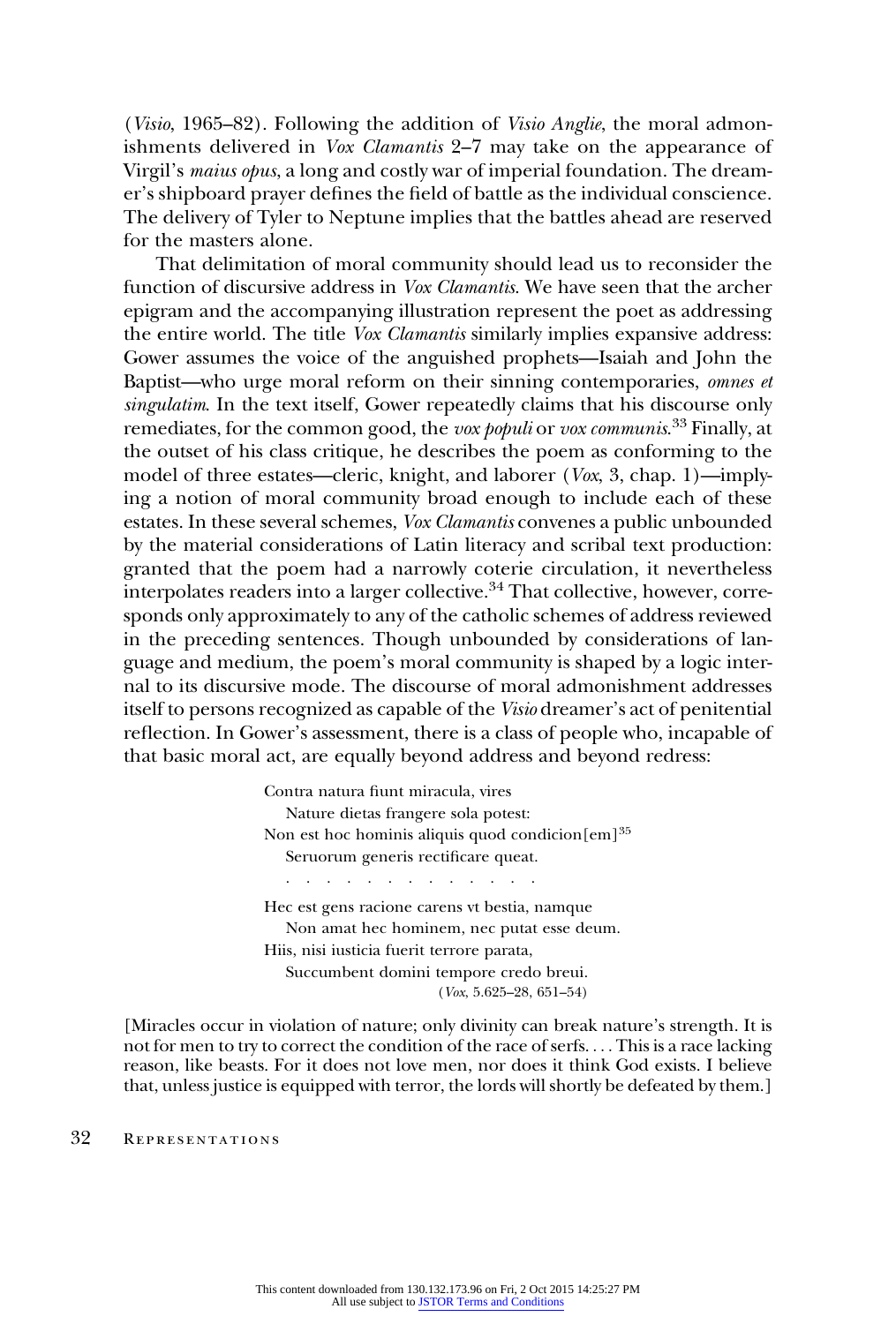(*Visio*, 1965–82). Following the addition of *Visio Anglie*, the moral admonishments delivered in *Vox Clamantis* 2–7 may take on the appearance of Virgil's *maius opus*, a long and costly war of imperial foundation. The dreamer's shipboard prayer defines the field of battle as the individual conscience. The delivery of Tyler to Neptune implies that the battles ahead are reserved for the masters alone.

That delimitation of moral community should lead us to reconsider the function of discursive address in *Vox Clamantis*. We have seen that the archer epigram and the accompanying illustration represent the poet as addressing the entire world. The title *Vox Clamantis* similarly implies expansive address: Gower assumes the voice of the anguished prophets—Isaiah and John the Baptist—who urge moral reform on their sinning contemporaries, *omnes et singulatim*. In the text itself, Gower repeatedly claims that his discourse only remediates, for the common good, the *vox populi* or *vox communis*.[33] Finally, at the outset of his class critique, he describes the poem as conforming to the model of three estates—cleric, knight, and laborer (*Vox*, 3, chap. 1)—implying a notion of moral community broad enough to include each of these estates. In these several schemes, *Vox Clamantis* convenes a public unbounded by the material considerations of Latin literacy and scribal text production: granted that the poem had a narrowly coterie circulation, it nevertheless interpolates readers into a larger collective.[34] That collective, however, corresponds only approximately to any of the catholic schemes of address reviewed in the preceding sentences. Though unbounded by considerations of language and medium, the poem's moral community is shaped by a logic internal to its discursive mode. The discourse of moral admonishment addresses itself to persons recognized as capable of the *Visio* dreamer's act of penitential reflection. In Gower's assessment, there is a class of people who, incapable of that basic moral act, are equally beyond address and beyond redress:

> Contra natura fiunt miracula, vires
>    Nature dietas frangere sola potest:
> Non est hoc hominis aliquis quod condicion[em][35]
>    Seruorum generis rectificare queat.
>
> . . . . . . . . . . . . . . .
>
> Hec est gens racione carens vt bestia, namque
>    Non amat hec hominem, nec putat esse deum.
> Hiis, nisi iusticia fuerit terrore parata,
>    Succumbent domini tempore credo breui.
>
> (*Vox*, 5.625–28, 651–54)

[Miracles occur in violation of nature; only divinity can break nature's strength. It is not for men to try to correct the condition of the race of serfs. . . . This is a race lacking reason, like beasts. For it does not love men, nor does it think God exists. I believe that, unless justice is equipped with terror, the lords will shortly be defeated by them.]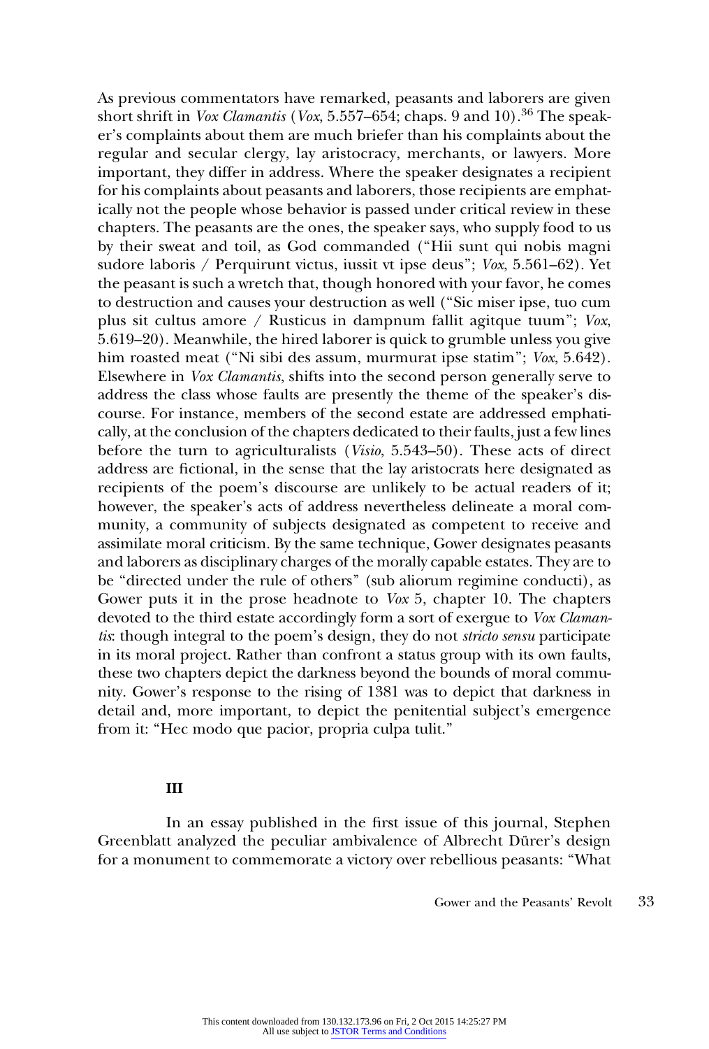As previous commentators have remarked, peasants and laborers are given short shrift in *Vox Clamantis* (*Vox*, 5.557–654; chaps. 9 and 10).[36] The speaker's complaints about them are much briefer than his complaints about the regular and secular clergy, lay aristocracy, merchants, or lawyers. More important, they differ in address. Where the speaker designates a recipient for his complaints about peasants and laborers, those recipients are emphatically not the people whose behavior is passed under critical review in these chapters. The peasants are the ones, the speaker says, who supply food to us by their sweat and toil, as God commanded ("Hii sunt qui nobis magni sudore laboris / Perquirunt victus, iussit vt ipse deus"; *Vox*, 5.561–62). Yet the peasant is such a wretch that, though honored with your favor, he comes to destruction and causes your destruction as well ("Sic miser ipse, tuo cum plus sit cultus amore / Rusticus in dampnum fallit agitque tuum"; *Vox*, 5.619–20). Meanwhile, the hired laborer is quick to grumble unless you give him roasted meat ("Ni sibi des assum, murmurat ipse statim"; *Vox*, 5.642). Elsewhere in *Vox Clamantis*, shifts into the second person generally serve to address the class whose faults are presently the theme of the speaker's discourse. For instance, members of the second estate are addressed emphatically, at the conclusion of the chapters dedicated to their faults, just a few lines before the turn to agriculturalists (*Visio*, 5.543–50). These acts of direct address are fictional, in the sense that the lay aristocrats here designated as recipients of the poem's discourse are unlikely to be actual readers of it; however, the speaker's acts of address nevertheless delineate a moral community, a community of subjects designated as competent to receive and assimilate moral criticism. By the same technique, Gower designates peasants and laborers as disciplinary charges of the morally capable estates. They are to be "directed under the rule of others" (sub aliorum regimine conducti), as Gower puts it in the prose headnote to *Vox* 5, chapter 10. The chapters devoted to the third estate accordingly form a sort of exergue to *Vox Clamantis*: though integral to the poem's design, they do not *stricto sensu* participate in its moral project. Rather than confront a status group with its own faults, these two chapters depict the darkness beyond the bounds of moral community. Gower's response to the rising of 1381 was to depict that darkness in detail and, more important, to depict the penitential subject's emergence from it: "Hec modo que pacior, propria culpa tulit."

## III

In an essay published in the first issue of this journal, Stephen Greenblatt analyzed the peculiar ambivalence of Albrecht Dürer's design for a monument to commemorate a victory over rebellious peasants: "What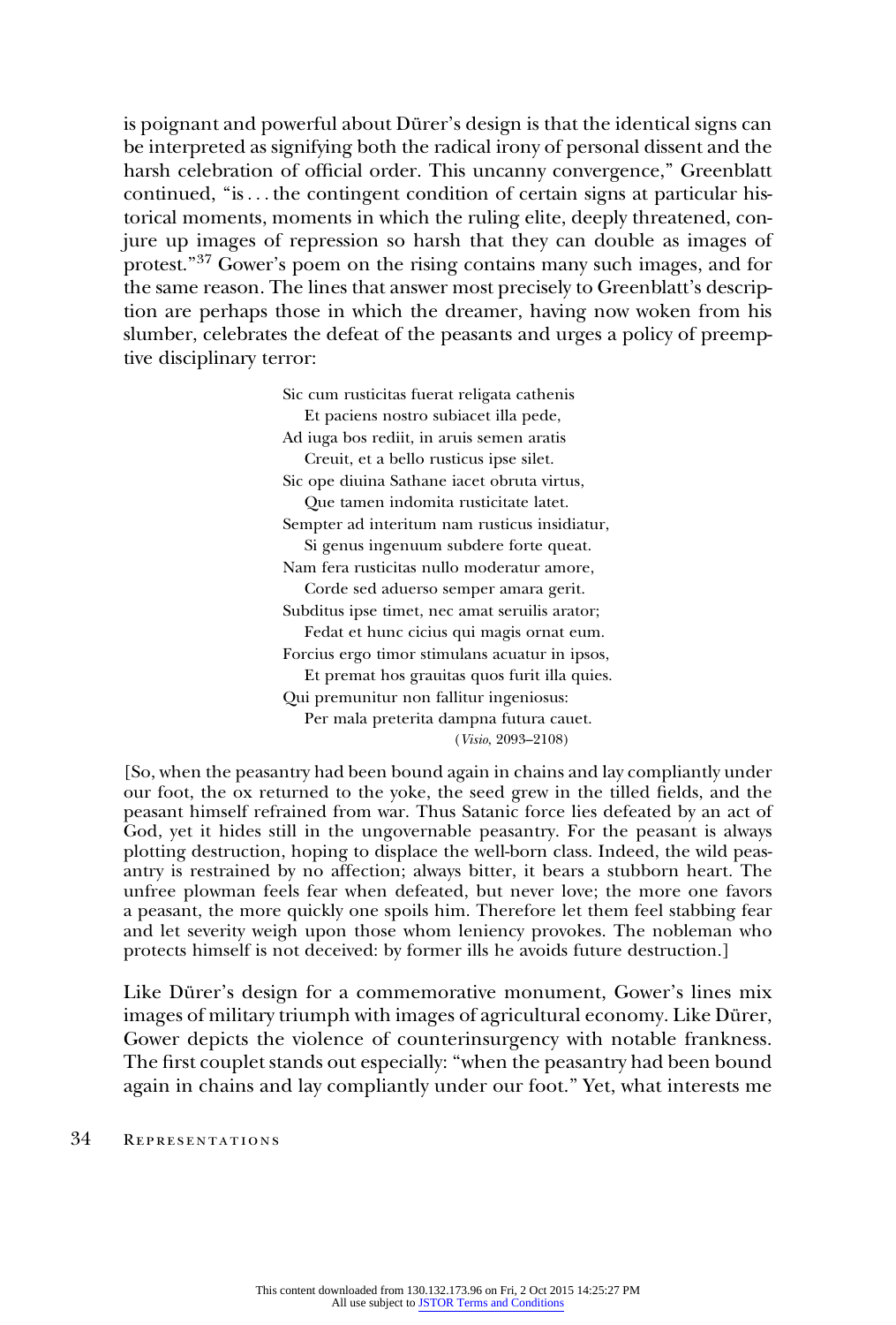is poignant and powerful about Dürer's design is that the identical signs can be interpreted as signifying both the radical irony of personal dissent and the harsh celebration of official order. This uncanny convergence," Greenblatt continued, "is . . . the contingent condition of certain signs at particular historical moments, moments in which the ruling elite, deeply threatened, conjure up images of repression so harsh that they can double as images of protest."[37] Gower's poem on the rising contains many such images, and for the same reason. The lines that answer most precisely to Greenblatt's description are perhaps those in which the dreamer, having now woken from his slumber, celebrates the defeat of the peasants and urges a policy of preemptive disciplinary terror:

> Sic cum rusticitas fuerat religata cathenis
> Et paciens nostro subiacet illa pede,
> Ad iuga bos rediit, in aruis semen aratis
> Creuit, et a bello rusticus ipse silet.
> Sic ope diuina Sathane iacet obruta virtus,
> Que tamen indomita rusticitate latet.
> Sempter ad interitum nam rusticus insidiatur,
> Si genus ingenuum subdere forte queat.
> Nam fera rusticitas nullo moderatur amore,
> Corde sed aduerso semper amara gerit.
> Subditus ipse timet, nec amat seruilis arator;
> Fedat et hunc cicius qui magis ornat eum.
> Forcius ergo timor stimulans acuatur in ipsos,
> Et premat hos grauitas quos furit illa quies.
> Qui premunitur non fallitur ingeniosus:
> Per mala preterita dampna futura cauet.
> (*Visio*, 2093–2108)

[So, when the peasantry had been bound again in chains and lay compliantly under our foot, the ox returned to the yoke, the seed grew in the tilled fields, and the peasant himself refrained from war. Thus Satanic force lies defeated by an act of God, yet it hides still in the ungovernable peasantry. For the peasant is always plotting destruction, hoping to displace the well-born class. Indeed, the wild peasantry is restrained by no affection; always bitter, it bears a stubborn heart. The unfree plowman feels fear when defeated, but never love; the more one favors a peasant, the more quickly one spoils him. Therefore let them feel stabbing fear and let severity weigh upon those whom leniency provokes. The nobleman who protects himself is not deceived: by former ills he avoids future destruction.]

Like Dürer's design for a commemorative monument, Gower's lines mix images of military triumph with images of agricultural economy. Like Dürer, Gower depicts the violence of counterinsurgency with notable frankness. The first couplet stands out especially: "when the peasantry had been bound again in chains and lay compliantly under our foot." Yet, what interests me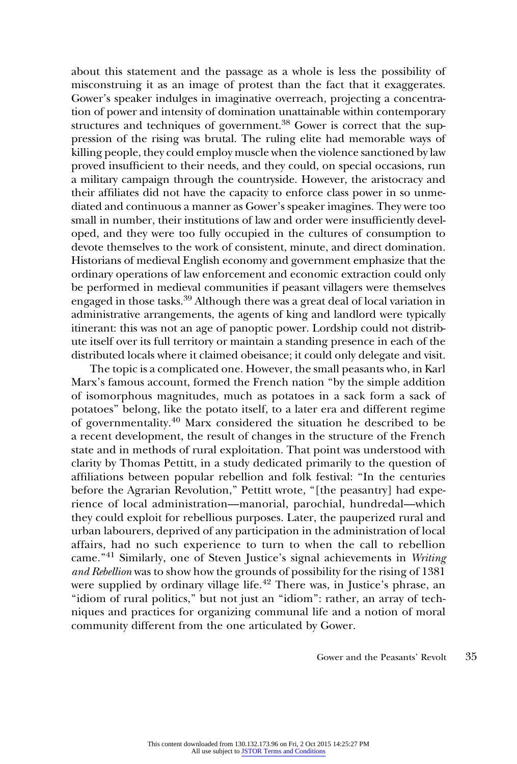about this statement and the passage as a whole is less the possibility of misconstruing it as an image of protest than the fact that it exaggerates. Gower's speaker indulges in imaginative overreach, projecting a concentration of power and intensity of domination unattainable within contemporary structures and techniques of government.[38] Gower is correct that the suppression of the rising was brutal. The ruling elite had memorable ways of killing people, they could employ muscle when the violence sanctioned by law proved insufficient to their needs, and they could, on special occasions, run a military campaign through the countryside. However, the aristocracy and their affiliates did not have the capacity to enforce class power in so unmediated and continuous a manner as Gower's speaker imagines. They were too small in number, their institutions of law and order were insufficiently developed, and they were too fully occupied in the cultures of consumption to devote themselves to the work of consistent, minute, and direct domination. Historians of medieval English economy and government emphasize that the ordinary operations of law enforcement and economic extraction could only be performed in medieval communities if peasant villagers were themselves engaged in those tasks.[39] Although there was a great deal of local variation in administrative arrangements, the agents of king and landlord were typically itinerant: this was not an age of panoptic power. Lordship could not distribute itself over its full territory or maintain a standing presence in each of the distributed locals where it claimed obeisance; it could only delegate and visit.

The topic is a complicated one. However, the small peasants who, in Karl Marx's famous account, formed the French nation "by the simple addition of isomorphous magnitudes, much as potatoes in a sack form a sack of potatoes" belong, like the potato itself, to a later era and different regime of governmentality.[40] Marx considered the situation he described to be a recent development, the result of changes in the structure of the French state and in methods of rural exploitation. That point was understood with clarity by Thomas Pettitt, in a study dedicated primarily to the question of affiliations between popular rebellion and folk festival: "In the centuries before the Agrarian Revolution," Pettitt wrote, "[the peasantry] had experience of local administration—manorial, parochial, hundredal—which they could exploit for rebellious purposes. Later, the pauperized rural and urban labourers, deprived of any participation in the administration of local affairs, had no such experience to turn to when the call to rebellion came."[41] Similarly, one of Steven Justice's signal achievements in *Writing and Rebellion* was to show how the grounds of possibility for the rising of 1381 were supplied by ordinary village life.[42] There was, in Justice's phrase, an "idiom of rural politics," but not just an "idiom": rather, an array of techniques and practices for organizing communal life and a notion of moral community different from the one articulated by Gower.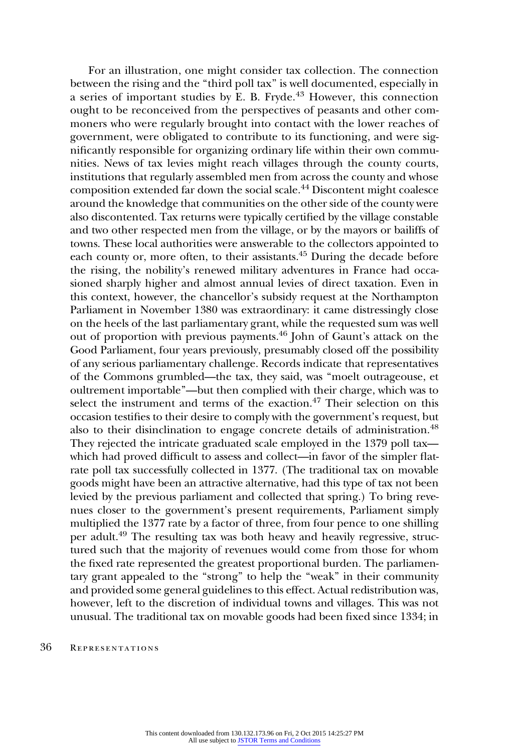For an illustration, one might consider tax collection. The connection between the rising and the "third poll tax" is well documented, especially in a series of important studies by E. B. Fryde.[43] However, this connection ought to be reconceived from the perspectives of peasants and other commoners who were regularly brought into contact with the lower reaches of government, were obligated to contribute to its functioning, and were significantly responsible for organizing ordinary life within their own communities. News of tax levies might reach villages through the county courts, institutions that regularly assembled men from across the county and whose composition extended far down the social scale.[44] Discontent might coalesce around the knowledge that communities on the other side of the county were also discontented. Tax returns were typically certified by the village constable and two other respected men from the village, or by the mayors or bailiffs of towns. These local authorities were answerable to the collectors appointed to each county or, more often, to their assistants.[45] During the decade before the rising, the nobility's renewed military adventures in France had occasioned sharply higher and almost annual levies of direct taxation. Even in this context, however, the chancellor's subsidy request at the Northampton Parliament in November 1380 was extraordinary: it came distressingly close on the heels of the last parliamentary grant, while the requested sum was well out of proportion with previous payments.[46] John of Gaunt's attack on the Good Parliament, four years previously, presumably closed off the possibility of any serious parliamentary challenge. Records indicate that representatives of the Commons grumbled—the tax, they said, was "moelt outrageouse, et oultrement importable"—but then complied with their charge, which was to select the instrument and terms of the exaction.[47] Their selection on this occasion testifies to their desire to comply with the government's request, but also to their disinclination to engage concrete details of administration.[48] They rejected the intricate graduated scale employed in the 1379 poll tax—which had proved difficult to assess and collect—in favor of the simpler flat-rate poll tax successfully collected in 1377. (The traditional tax on movable goods might have been an attractive alternative, had this type of tax not been levied by the previous parliament and collected that spring.) To bring revenues closer to the government's present requirements, Parliament simply multiplied the 1377 rate by a factor of three, from four pence to one shilling per adult.[49] The resulting tax was both heavy and heavily regressive, structured such that the majority of revenues would come from those for whom the fixed rate represented the greatest proportional burden. The parliamentary grant appealed to the "strong" to help the "weak" in their community and provided some general guidelines to this effect. Actual redistribution was, however, left to the discretion of individual towns and villages. This was not unusual. The traditional tax on movable goods had been fixed since 1334; in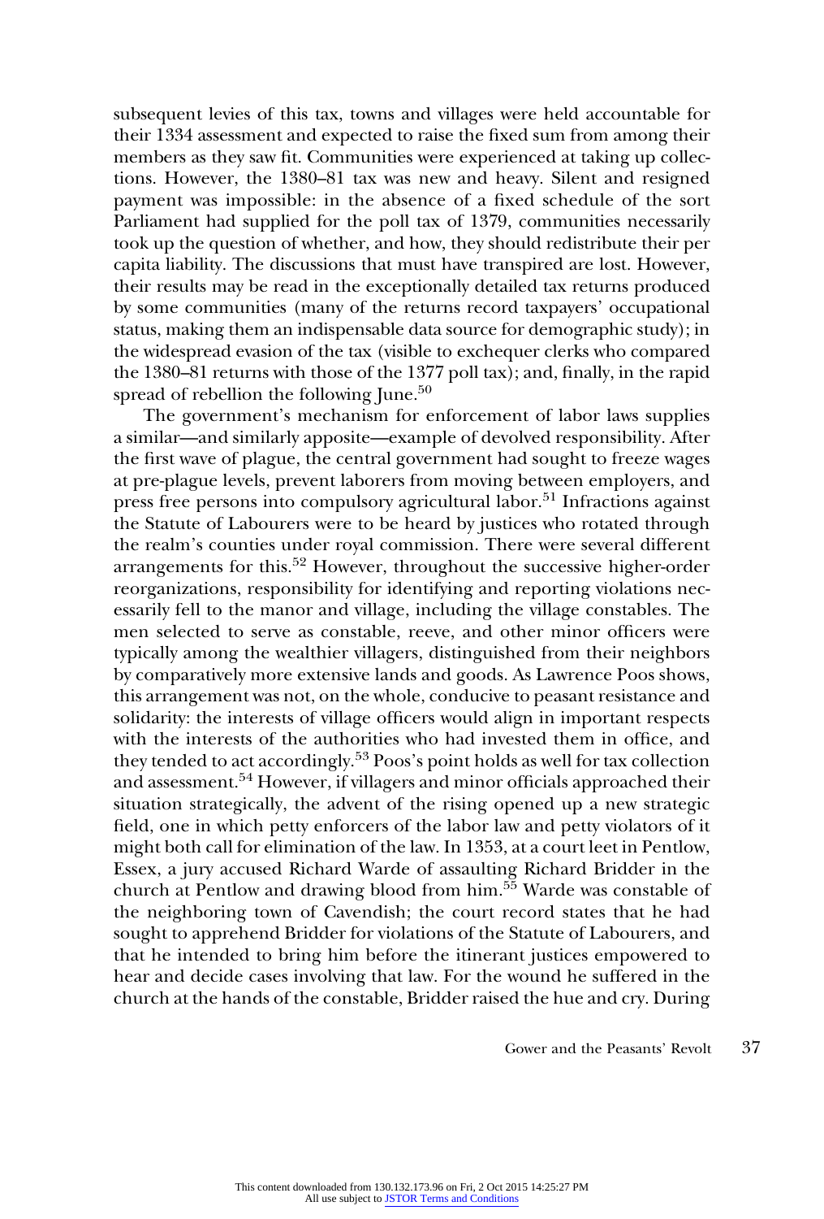subsequent levies of this tax, towns and villages were held accountable for their 1334 assessment and expected to raise the fixed sum from among their members as they saw fit. Communities were experienced at taking up collections. However, the 1380–81 tax was new and heavy. Silent and resigned payment was impossible: in the absence of a fixed schedule of the sort Parliament had supplied for the poll tax of 1379, communities necessarily took up the question of whether, and how, they should redistribute their per capita liability. The discussions that must have transpired are lost. However, their results may be read in the exceptionally detailed tax returns produced by some communities (many of the returns record taxpayers' occupational status, making them an indispensable data source for demographic study); in the widespread evasion of the tax (visible to exchequer clerks who compared the 1380–81 returns with those of the 1377 poll tax); and, finally, in the rapid spread of rebellion the following June.[50]

The government's mechanism for enforcement of labor laws supplies a similar—and similarly apposite—example of devolved responsibility. After the first wave of plague, the central government had sought to freeze wages at pre-plague levels, prevent laborers from moving between employers, and press free persons into compulsory agricultural labor.[51] Infractions against the Statute of Labourers were to be heard by justices who rotated through the realm's counties under royal commission. There were several different arrangements for this.[52] However, throughout the successive higher-order reorganizations, responsibility for identifying and reporting violations necessarily fell to the manor and village, including the village constables. The men selected to serve as constable, reeve, and other minor officers were typically among the wealthier villagers, distinguished from their neighbors by comparatively more extensive lands and goods. As Lawrence Poos shows, this arrangement was not, on the whole, conducive to peasant resistance and solidarity: the interests of village officers would align in important respects with the interests of the authorities who had invested them in office, and they tended to act accordingly.[53] Poos's point holds as well for tax collection and assessment.[54] However, if villagers and minor officials approached their situation strategically, the advent of the rising opened up a new strategic field, one in which petty enforcers of the labor law and petty violators of it might both call for elimination of the law. In 1353, at a court leet in Pentlow, Essex, a jury accused Richard Warde of assaulting Richard Bridder in the church at Pentlow and drawing blood from him.[55] Warde was constable of the neighboring town of Cavendish; the court record states that he had sought to apprehend Bridder for violations of the Statute of Labourers, and that he intended to bring him before the itinerant justices empowered to hear and decide cases involving that law. For the wound he suffered in the church at the hands of the constable, Bridder raised the hue and cry. During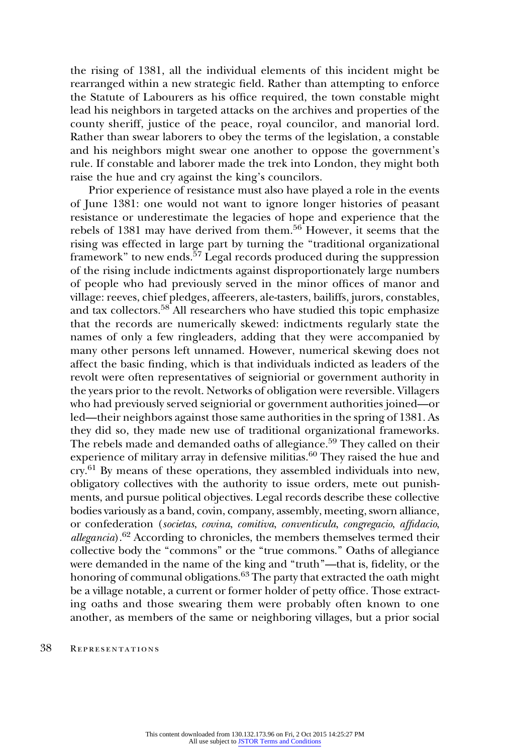the rising of 1381, all the individual elements of this incident might be rearranged within a new strategic field. Rather than attempting to enforce the Statute of Labourers as his office required, the town constable might lead his neighbors in targeted attacks on the archives and properties of the county sheriff, justice of the peace, royal councilor, and manorial lord. Rather than swear laborers to obey the terms of the legislation, a constable and his neighbors might swear one another to oppose the government's rule. If constable and laborer made the trek into London, they might both raise the hue and cry against the king's councilors.

Prior experience of resistance must also have played a role in the events of June 1381: one would not want to ignore longer histories of peasant resistance or underestimate the legacies of hope and experience that the rebels of 1381 may have derived from them.[56] However, it seems that the rising was effected in large part by turning the "traditional organizational framework" to new ends.[57] Legal records produced during the suppression of the rising include indictments against disproportionately large numbers of people who had previously served in the minor offices of manor and village: reeves, chief pledges, affeerers, ale-tasters, bailiffs, jurors, constables, and tax collectors.[58] All researchers who have studied this topic emphasize that the records are numerically skewed: indictments regularly state the names of only a few ringleaders, adding that they were accompanied by many other persons left unnamed. However, numerical skewing does not affect the basic finding, which is that individuals indicted as leaders of the revolt were often representatives of seigniorial or government authority in the years prior to the revolt. Networks of obligation were reversible. Villagers who had previously served seigniorial or government authorities joined—or led—their neighbors against those same authorities in the spring of 1381. As they did so, they made new use of traditional organizational frameworks. The rebels made and demanded oaths of allegiance.[59] They called on their experience of military array in defensive militias.[60] They raised the hue and cry.[61] By means of these operations, they assembled individuals into new, obligatory collectives with the authority to issue orders, mete out punishments, and pursue political objectives. Legal records describe these collective bodies variously as a band, covin, company, assembly, meeting, sworn alliance, or confederation (*societas*, *covina*, *comitiva*, *conventicula*, *congregacio*, *affidacio*, *allegancia*).[62] According to chronicles, the members themselves termed their collective body the "commons" or the "true commons." Oaths of allegiance were demanded in the name of the king and "truth"—that is, fidelity, or the honoring of communal obligations.[63] The party that extracted the oath might be a village notable, a current or former holder of petty office. Those extracting oaths and those swearing them were probably often known to one another, as members of the same or neighboring villages, but a prior social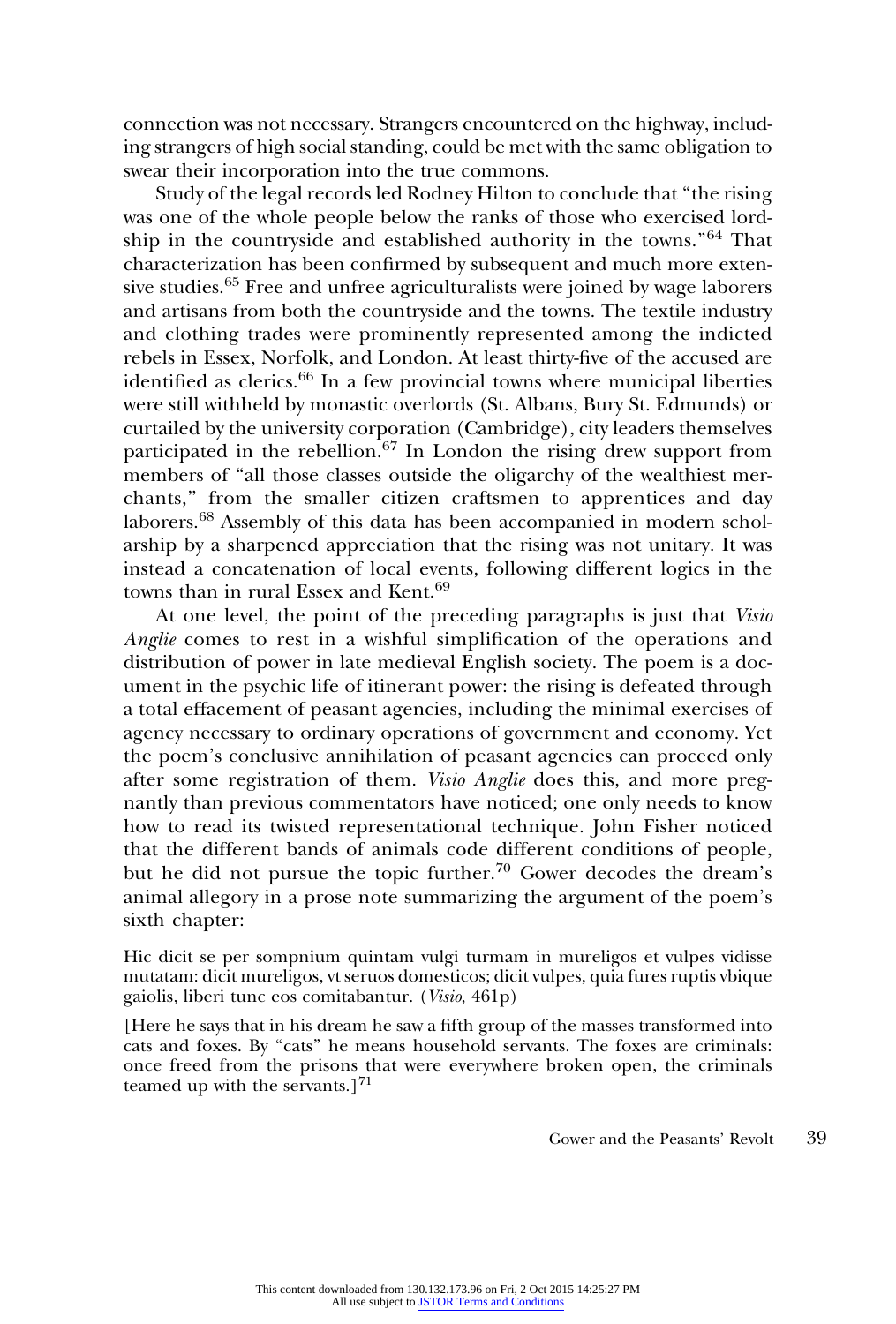connection was not necessary. Strangers encountered on the highway, including strangers of high social standing, could be met with the same obligation to swear their incorporation into the true commons.

Study of the legal records led Rodney Hilton to conclude that "the rising was one of the whole people below the ranks of those who exercised lordship in the countryside and established authority in the towns."[64] That characterization has been confirmed by subsequent and much more extensive studies.[65] Free and unfree agriculturalists were joined by wage laborers and artisans from both the countryside and the towns. The textile industry and clothing trades were prominently represented among the indicted rebels in Essex, Norfolk, and London. At least thirty-five of the accused are identified as clerics.[66] In a few provincial towns where municipal liberties were still withheld by monastic overlords (St. Albans, Bury St. Edmunds) or curtailed by the university corporation (Cambridge), city leaders themselves participated in the rebellion.[67] In London the rising drew support from members of "all those classes outside the oligarchy of the wealthiest merchants," from the smaller citizen craftsmen to apprentices and day laborers.[68] Assembly of this data has been accompanied in modern scholarship by a sharpened appreciation that the rising was not unitary. It was instead a concatenation of local events, following different logics in the towns than in rural Essex and Kent.[69]

At one level, the point of the preceding paragraphs is just that *Visio Anglie* comes to rest in a wishful simplification of the operations and distribution of power in late medieval English society. The poem is a document in the psychic life of itinerant power: the rising is defeated through a total effacement of peasant agencies, including the minimal exercises of agency necessary to ordinary operations of government and economy. Yet the poem's conclusive annihilation of peasant agencies can proceed only after some registration of them. *Visio Anglie* does this, and more pregnantly than previous commentators have noticed; one only needs to know how to read its twisted representational technique. John Fisher noticed that the different bands of animals code different conditions of people, but he did not pursue the topic further.[70] Gower decodes the dream's animal allegory in a prose note summarizing the argument of the poem's sixth chapter:

> Hic dicit se per sompnium quintam vulgi turmam in mureligos et vulpes vidisse mutatam: dicit mureligos, vt seruos domesticos; dicit vulpes, quia fures ruptis vbique gaiolis, liberi tunc eos comitabantur. (*Visio*, 461p)

> [Here he says that in his dream he saw a fifth group of the masses transformed into cats and foxes. By "cats" he means household servants. The foxes are criminals: once freed from the prisons that were everywhere broken open, the criminals teamed up with the servants.][71]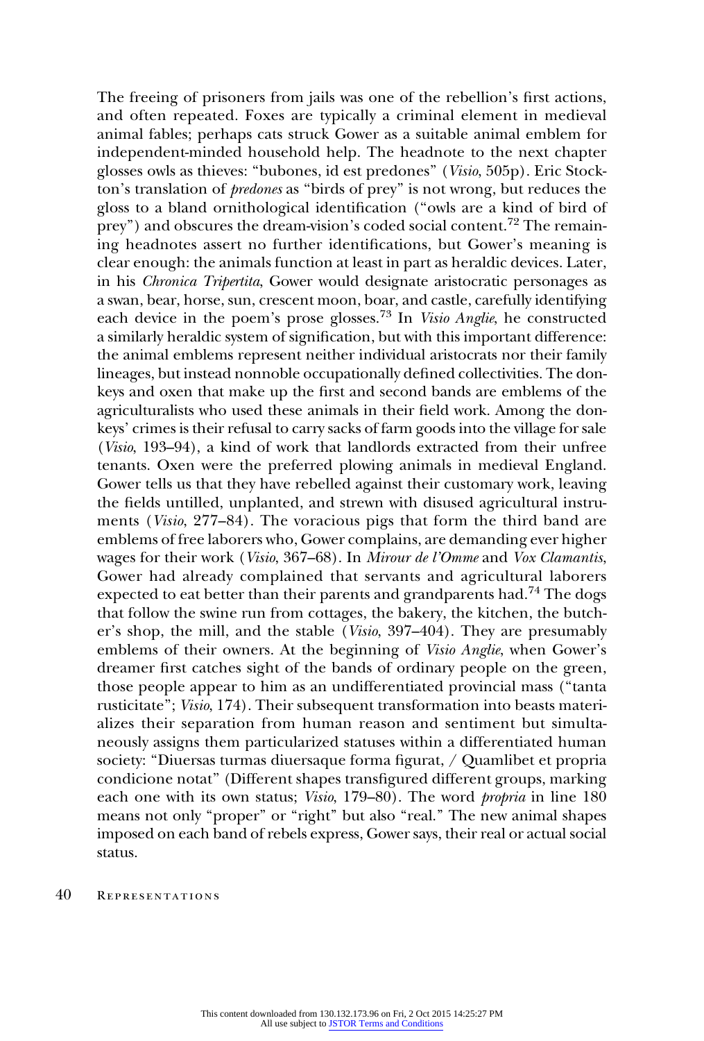The freeing of prisoners from jails was one of the rebellion's first actions, and often repeated. Foxes are typically a criminal element in medieval animal fables; perhaps cats struck Gower as a suitable animal emblem for independent-minded household help. The headnote to the next chapter glosses owls as thieves: "bubones, id est predones" (*Visio*, 505p). Eric Stockton's translation of *predones* as "birds of prey" is not wrong, but reduces the gloss to a bland ornithological identification ("owls are a kind of bird of prey") and obscures the dream-vision's coded social content.[72] The remaining headnotes assert no further identifications, but Gower's meaning is clear enough: the animals function at least in part as heraldic devices. Later, in his *Chronica Tripertita*, Gower would designate aristocratic personages as a swan, bear, horse, sun, crescent moon, boar, and castle, carefully identifying each device in the poem's prose glosses.[73] In *Visio Anglie*, he constructed a similarly heraldic system of signification, but with this important difference: the animal emblems represent neither individual aristocrats nor their family lineages, but instead nonnoble occupationally defined collectivities. The donkeys and oxen that make up the first and second bands are emblems of the agriculturalists who used these animals in their field work. Among the donkeys' crimes is their refusal to carry sacks of farm goods into the village for sale (*Visio*, 193–94), a kind of work that landlords extracted from their unfree tenants. Oxen were the preferred plowing animals in medieval England. Gower tells us that they have rebelled against their customary work, leaving the fields untilled, unplanted, and strewn with disused agricultural instruments (*Visio*, 277–84). The voracious pigs that form the third band are emblems of free laborers who, Gower complains, are demanding ever higher wages for their work (*Visio*, 367–68). In *Mirour de l'Omme* and *Vox Clamantis*, Gower had already complained that servants and agricultural laborers expected to eat better than their parents and grandparents had.[74] The dogs that follow the swine run from cottages, the bakery, the kitchen, the butcher's shop, the mill, and the stable (*Visio*, 397–404). They are presumably emblems of their owners. At the beginning of *Visio Anglie*, when Gower's dreamer first catches sight of the bands of ordinary people on the green, those people appear to him as an undifferentiated provincial mass ("tanta rusticitate"; *Visio*, 174). Their subsequent transformation into beasts materializes their separation from human reason and sentiment but simultaneously assigns them particularized statuses within a differentiated human society: "Diuersas turmas diuersaque forma figurat, / Quamlibet et propria condicione notat" (Different shapes transfigured different groups, marking each one with its own status; *Visio*, 179–80). The word *propria* in line 180 means not only "proper" or "right" but also "real." The new animal shapes imposed on each band of rebels express, Gower says, their real or actual social status.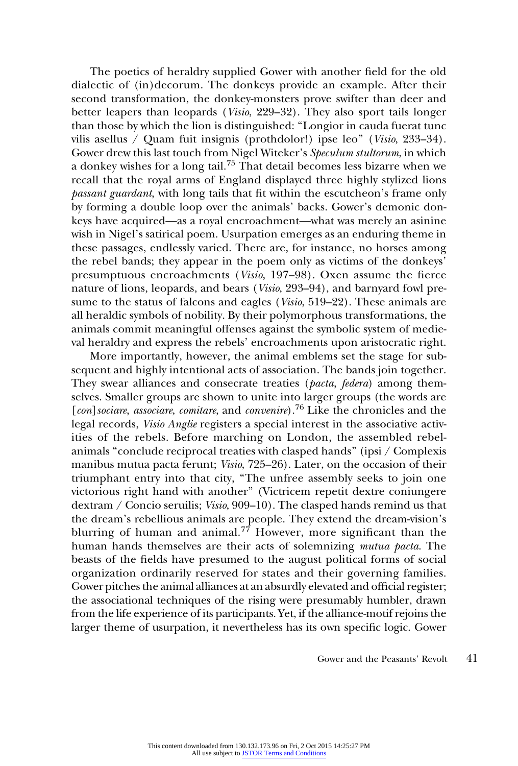The poetics of heraldry supplied Gower with another field for the old dialectic of (in)decorum. The donkeys provide an example. After their second transformation, the donkey-monsters prove swifter than deer and better leapers than leopards (*Visio*, 229–32). They also sport tails longer than those by which the lion is distinguished: "Longior in cauda fuerat tunc vilis asellus / Quam fuit insignis (prothdolor!) ipse leo" (*Visio*, 233–34). Gower drew this last touch from Nigel Witeker's *Speculum stultorum*, in which a donkey wishes for a long tail.[75] That detail becomes less bizarre when we recall that the royal arms of England displayed three highly stylized lions *passant guardant*, with long tails that fit within the escutcheon's frame only by forming a double loop over the animals' backs. Gower's demonic donkeys have acquired—as a royal encroachment—what was merely an asinine wish in Nigel's satirical poem. Usurpation emerges as an enduring theme in these passages, endlessly varied. There are, for instance, no horses among the rebel bands; they appear in the poem only as victims of the donkeys' presumptuous encroachments (*Visio*, 197–98). Oxen assume the fierce nature of lions, leopards, and bears (*Visio*, 293–94), and barnyard fowl presume to the status of falcons and eagles (*Visio*, 519–22). These animals are all heraldic symbols of nobility. By their polymorphous transformations, the animals commit meaningful offenses against the symbolic system of medieval heraldry and express the rebels' encroachments upon aristocratic right.

More importantly, however, the animal emblems set the stage for subsequent and highly intentional acts of association. The bands join together. They swear alliances and consecrate treaties (*pacta*, *federa*) among themselves. Smaller groups are shown to unite into larger groups (the words are [*con*]*sociare*, *associare*, *comitare*, and *convenire*).[76] Like the chronicles and the legal records, *Visio Anglie* registers a special interest in the associative activities of the rebels. Before marching on London, the assembled rebel-animals "conclude reciprocal treaties with clasped hands" (ipsi / Complexis manibus mutua pacta ferunt; *Visio*, 725–26). Later, on the occasion of their triumphant entry into that city, "The unfree assembly seeks to join one victorious right hand with another" (Victricem repetit dextre coniungere dextram / Concio seruilis; *Visio*, 909–10). The clasped hands remind us that the dream's rebellious animals are people. They extend the dream-vision's blurring of human and animal.[77] However, more significant than the human hands themselves are their acts of solemnizing *mutua pacta*. The beasts of the fields have presumed to the august political forms of social organization ordinarily reserved for states and their governing families. Gower pitches the animal alliances at an absurdly elevated and official register; the associational techniques of the rising were presumably humbler, drawn from the life experience of its participants. Yet, if the alliance-motif rejoins the larger theme of usurpation, it nevertheless has its own specific logic. Gower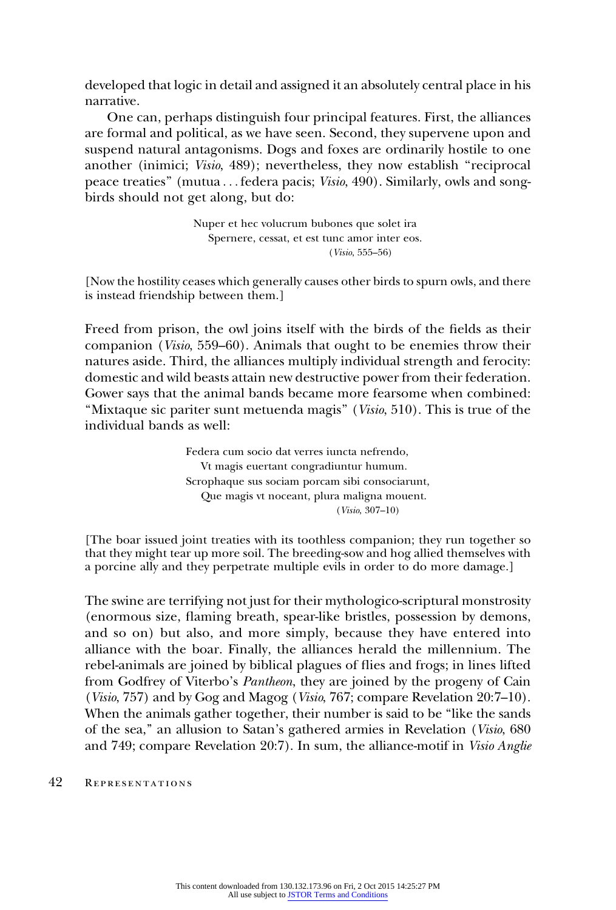developed that logic in detail and assigned it an absolutely central place in his narrative.

One can, perhaps distinguish four principal features. First, the alliances are formal and political, as we have seen. Second, they supervene upon and suspend natural antagonisms. Dogs and foxes are ordinarily hostile to one another (inimici; *Visio*, 489); nevertheless, they now establish "reciprocal peace treaties" (mutua . . . federa pacis; *Visio*, 490). Similarly, owls and songbirds should not get along, but do:

> Nuper et hec volucrum bubones que solet ira
> Spernere, cessat, et est tunc amor inter eos.
> (*Visio*, 555–56)

[Now the hostility ceases which generally causes other birds to spurn owls, and there is instead friendship between them.]

Freed from prison, the owl joins itself with the birds of the fields as their companion (*Visio*, 559–60). Animals that ought to be enemies throw their natures aside. Third, the alliances multiply individual strength and ferocity: domestic and wild beasts attain new destructive power from their federation. Gower says that the animal bands became more fearsome when combined: "Mixtaque sic pariter sunt metuenda magis" (*Visio*, 510). This is true of the individual bands as well:

> Federa cum socio dat verres iuncta nefrendo,
> Vt magis euertant congradiuntur humum.
> Scrophaque sus sociam porcam sibi consociarunt,
> Que magis vt noceant, plura maligna mouent.
> (*Visio*, 307–10)

[The boar issued joint treaties with its toothless companion; they run together so that they might tear up more soil. The breeding-sow and hog allied themselves with a porcine ally and they perpetrate multiple evils in order to do more damage.]

The swine are terrifying not just for their mythologico-scriptural monstrosity (enormous size, flaming breath, spear-like bristles, possession by demons, and so on) but also, and more simply, because they have entered into alliance with the boar. Finally, the alliances herald the millennium. The rebel-animals are joined by biblical plagues of flies and frogs; in lines lifted from Godfrey of Viterbo's *Pantheon*, they are joined by the progeny of Cain (*Visio*, 757) and by Gog and Magog (*Visio*, 767; compare Revelation 20:7–10). When the animals gather together, their number is said to be "like the sands of the sea," an allusion to Satan's gathered armies in Revelation (*Visio*, 680 and 749; compare Revelation 20:7). In sum, the alliance-motif in *Visio Anglie*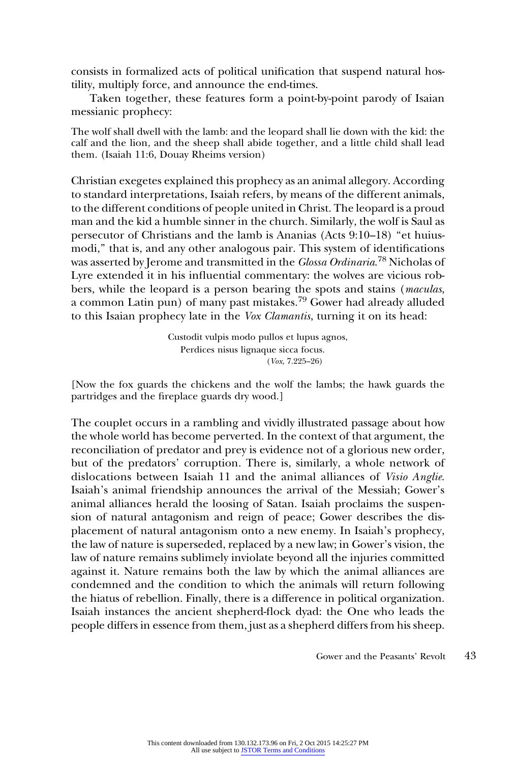consists in formalized acts of political unification that suspend natural hostility, multiply force, and announce the end-times.

Taken together, these features form a point-by-point parody of Isaian messianic prophecy:

> The wolf shall dwell with the lamb: and the leopard shall lie down with the kid: the calf and the lion, and the sheep shall abide together, and a little child shall lead them. (Isaiah 11:6, Douay Rheims version)

Christian exegetes explained this prophecy as an animal allegory. According to standard interpretations, Isaiah refers, by means of the different animals, to the different conditions of people united in Christ. The leopard is a proud man and the kid a humble sinner in the church. Similarly, the wolf is Saul as persecutor of Christians and the lamb is Ananias (Acts 9:10–18) "et huiusmodi," that is, and any other analogous pair. This system of identifications was asserted by Jerome and transmitted in the *Glossa Ordinaria*.[78] Nicholas of Lyre extended it in his influential commentary: the wolves are vicious robbers, while the leopard is a person bearing the spots and stains (*maculas*, a common Latin pun) of many past mistakes.[79] Gower had already alluded to this Isaian prophecy late in the *Vox Clamantis*, turning it on its head:

> Custodit vulpis modo pullos et lupus agnos,
> Perdices nisus lignaque sicca focus.
> (*Vox*, 7.225–26)

[Now the fox guards the chickens and the wolf the lambs; the hawk guards the partridges and the fireplace guards dry wood.]

The couplet occurs in a rambling and vividly illustrated passage about how the whole world has become perverted. In the context of that argument, the reconciliation of predator and prey is evidence not of a glorious new order, but of the predators' corruption. There is, similarly, a whole network of dislocations between Isaiah 11 and the animal alliances of *Visio Anglie*. Isaiah's animal friendship announces the arrival of the Messiah; Gower's animal alliances herald the loosing of Satan. Isaiah proclaims the suspension of natural antagonism and reign of peace; Gower describes the displacement of natural antagonism onto a new enemy. In Isaiah's prophecy, the law of nature is superseded, replaced by a new law; in Gower's vision, the law of nature remains sublimely inviolate beyond all the injuries committed against it. Nature remains both the law by which the animal alliances are condemned and the condition to which the animals will return following the hiatus of rebellion. Finally, there is a difference in political organization. Isaiah instances the ancient shepherd-flock dyad: the One who leads the people differs in essence from them, just as a shepherd differs from his sheep.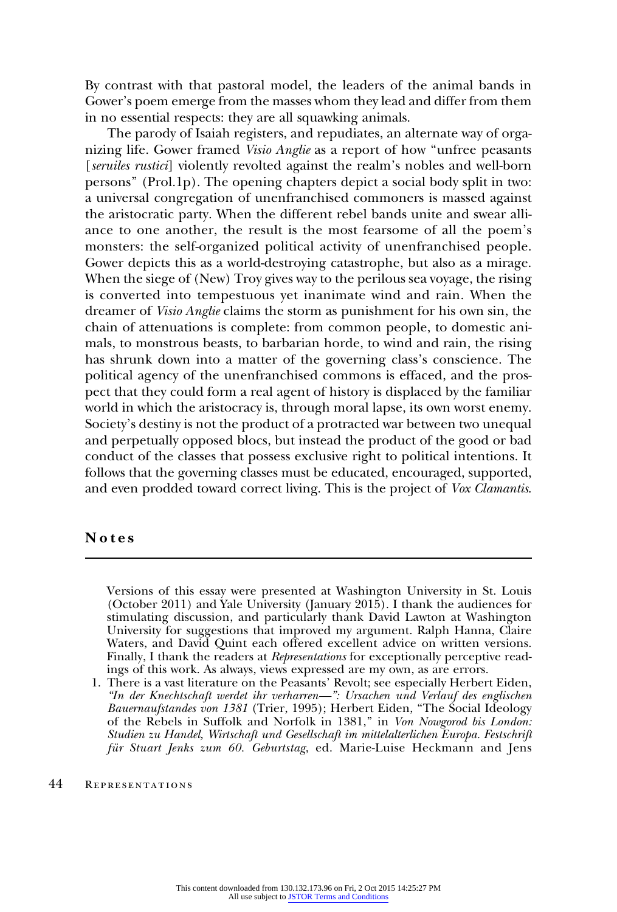By contrast with that pastoral model, the leaders of the animal bands in Gower's poem emerge from the masses whom they lead and differ from them in no essential respects: they are all squawking animals.

The parody of Isaiah registers, and repudiates, an alternate way of organizing life. Gower framed *Visio Anglie* as a report of how "unfree peasants [*seruiles rustici*] violently revolted against the realm's nobles and well-born persons" (Prol.1p). The opening chapters depict a social body split in two: a universal congregation of unenfranchised commoners is massed against the aristocratic party. When the different rebel bands unite and swear alliance to one another, the result is the most fearsome of all the poem's monsters: the self-organized political activity of unenfranchised people. Gower depicts this as a world-destroying catastrophe, but also as a mirage. When the siege of (New) Troy gives way to the perilous sea voyage, the rising is converted into tempestuous yet inanimate wind and rain. When the dreamer of *Visio Anglie* claims the storm as punishment for his own sin, the chain of attenuations is complete: from common people, to domestic animals, to monstrous beasts, to barbarian horde, to wind and rain, the rising has shrunk down into a matter of the governing class's conscience. The political agency of the unenfranchised commons is effaced, and the prospect that they could form a real agent of history is displaced by the familiar world in which the aristocracy is, through moral lapse, its own worst enemy. Society's destiny is not the product of a protracted war between two unequal and perpetually opposed blocs, but instead the product of the good or bad conduct of the classes that possess exclusive right to political intentions. It follows that the governing classes must be educated, encouraged, supported, and even prodded toward correct living. This is the project of *Vox Clamantis*.

## Notes

Versions of this essay were presented at Washington University in St. Louis (October 2011) and Yale University (January 2015). I thank the audiences for stimulating discussion, and particularly thank David Lawton at Washington University for suggestions that improved my argument. Ralph Hanna, Claire Waters, and David Quint each offered excellent advice on written versions. Finally, I thank the readers at *Representations* for exceptionally perceptive readings of this work. As always, views expressed are my own, as are errors.

1. There is a vast literature on the Peasants' Revolt; see especially Herbert Eiden, *"In der Knechtschaft werdet ihr verharren—": Ursachen und Verlauf des englischen Bauernaufstandes von 1381* (Trier, 1995); Herbert Eiden, "The Social Ideology of the Rebels in Suffolk and Norfolk in 1381," in *Von Nowgorod bis London: Studien zu Handel, Wirtschaft und Gesellschaft im mittelalterlichen Europa. Festschrift für Stuart Jenks zum 60. Geburtstag*, ed. Marie-Luise Heckmann and Jens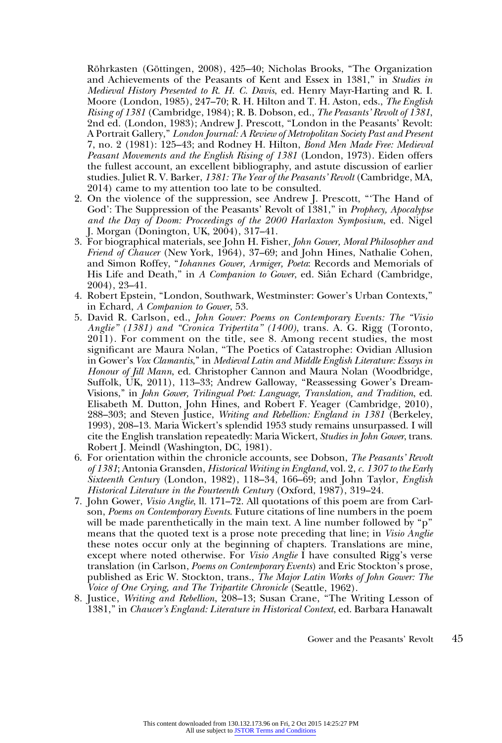Röhrkasten (Göttingen, 2008), 425–40; Nicholas Brooks, "The Organization and Achievements of the Peasants of Kent and Essex in 1381," in *Studies in Medieval History Presented to R. H. C. Davis*, ed. Henry Mayr-Harting and R. I. Moore (London, 1985), 247–70; R. H. Hilton and T. H. Aston, eds., *The English Rising of 1381* (Cambridge, 1984); R. B. Dobson, ed., *The Peasants' Revolt of 1381*, 2nd ed. (London, 1983); Andrew J. Prescott, "London in the Peasants' Revolt: A Portrait Gallery," *London Journal: A Review of Metropolitan Society Past and Present* 7, no. 2 (1981): 125–43; and Rodney H. Hilton, *Bond Men Made Free: Medieval Peasant Movements and the English Rising of 1381* (London, 1973). Eiden offers the fullest account, an excellent bibliography, and astute discussion of earlier studies. Juliet R. V. Barker, *1381: The Year of the Peasants' Revolt* (Cambridge, MA, 2014) came to my attention too late to be consulted.

2. On the violence of the suppression, see Andrew J. Prescott, "'The Hand of God': The Suppression of the Peasants' Revolt of 1381," in *Prophecy, Apocalypse and the Day of Doom: Proceedings of the 2000 Harlaxton Symposium*, ed. Nigel J. Morgan (Donington, UK, 2004), 317–41.
3. For biographical materials, see John H. Fisher, *John Gower, Moral Philosopher and Friend of Chaucer* (New York, 1964), 37–69; and John Hines, Nathalie Cohen, and Simon Roffey, "*Iohannes Gower, Armiger, Poeta*: Records and Memorials of His Life and Death," in *A Companion to Gower*, ed. Siân Echard (Cambridge, 2004), 23–41.
4. Robert Epstein, "London, Southwark, Westminster: Gower's Urban Contexts," in Echard, *A Companion to Gower*, 53.
5. David R. Carlson, ed., *John Gower: Poems on Contemporary Events: The "Visio Anglie" (1381) and "Cronica Tripertita" (1400)*, trans. A. G. Rigg (Toronto, 2011). For comment on the title, see 8. Among recent studies, the most significant are Maura Nolan, "The Poetics of Catastrophe: Ovidian Allusion in Gower's *Vox Clamantis*," in *Medieval Latin and Middle English Literature: Essays in Honour of Jill Mann*, ed. Christopher Cannon and Maura Nolan (Woodbridge, Suffolk, UK, 2011), 113–33; Andrew Galloway, "Reassessing Gower's Dream-Visions," in *John Gower, Trilingual Poet: Language, Translation, and Tradition*, ed. Elisabeth M. Dutton, John Hines, and Robert F. Yeager (Cambridge, 2010), 288–303; and Steven Justice, *Writing and Rebellion: England in 1381* (Berkeley, 1993), 208–13. Maria Wickert's splendid 1953 study remains unsurpassed. I will cite the English translation repeatedly: Maria Wickert, *Studies in John Gower*, trans. Robert J. Meindl (Washington, DC, 1981).
6. For orientation within the chronicle accounts, see Dobson, *The Peasants' Revolt of 1381*; Antonia Gransden, *Historical Writing in England*, vol. 2, *c. 1307 to the Early Sixteenth Century* (London, 1982), 118–34, 166–69; and John Taylor, *English Historical Literature in the Fourteenth Century* (Oxford, 1987), 319–24.
7. John Gower, *Visio Anglie*, ll. 171–72. All quotations of this poem are from Carlson, *Poems on Contemporary Events*. Future citations of line numbers in the poem will be made parenthetically in the main text. A line number followed by "p" means that the quoted text is a prose note preceding that line; in *Visio Anglie* these notes occur only at the beginning of chapters. Translations are mine, except where noted otherwise. For *Visio Anglie* I have consulted Rigg's verse translation (in Carlson, *Poems on Contemporary Events*) and Eric Stockton's prose, published as Eric W. Stockton, trans., *The Major Latin Works of John Gower: The Voice of One Crying, and The Tripartite Chronicle* (Seattle, 1962).
8. Justice, *Writing and Rebellion*, 208–13; Susan Crane, "The Writing Lesson of 1381," in *Chaucer's England: Literature in Historical Context*, ed. Barbara Hanawalt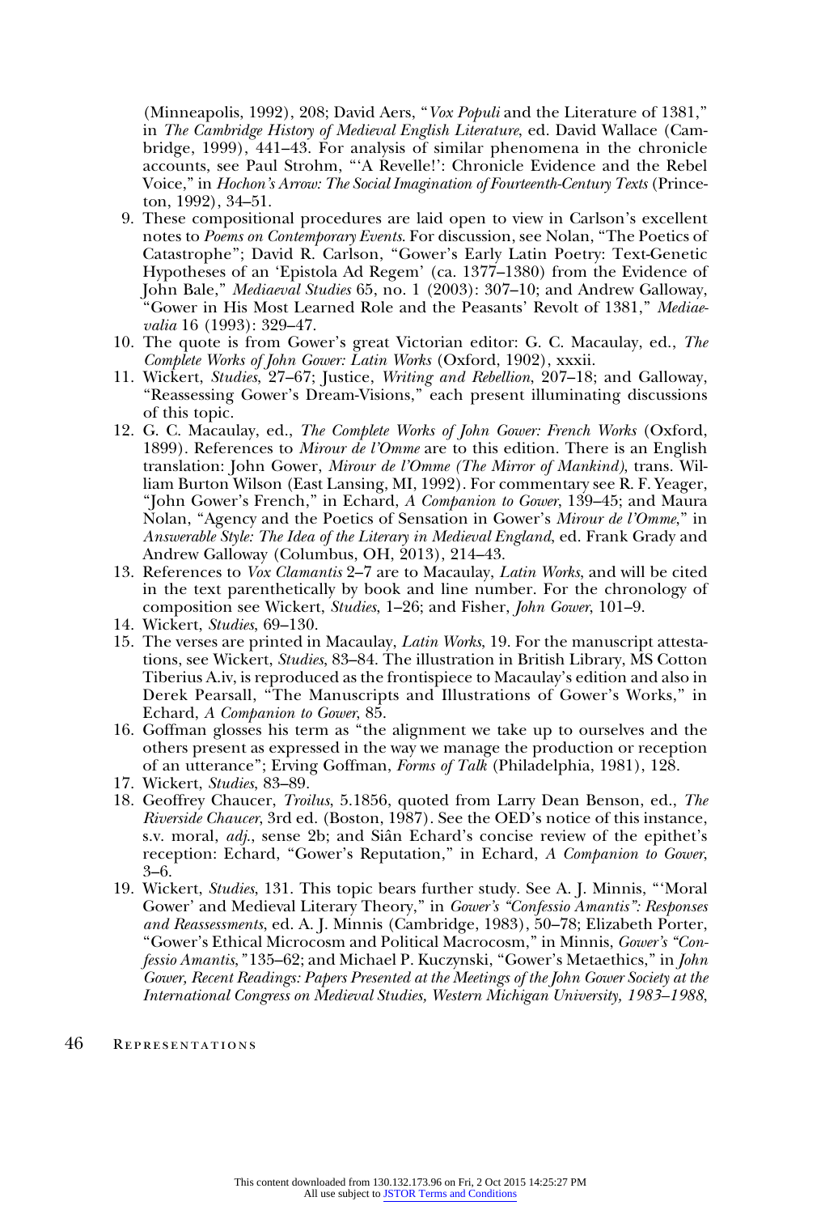(Minneapolis, 1992), 208; David Aers, "*Vox Populi* and the Literature of 1381," in *The Cambridge History of Medieval English Literature*, ed. David Wallace (Cambridge, 1999), 441–43. For analysis of similar phenomena in the chronicle accounts, see Paul Strohm, "'A Revelle!': Chronicle Evidence and the Rebel Voice," in *Hochon's Arrow: The Social Imagination of Fourteenth-Century Texts* (Princeton, 1992), 34–51.

9. These compositional procedures are laid open to view in Carlson's excellent notes to *Poems on Contemporary Events*. For discussion, see Nolan, "The Poetics of Catastrophe"; David R. Carlson, "Gower's Early Latin Poetry: Text-Genetic Hypotheses of an 'Epistola Ad Regem' (ca. 1377–1380) from the Evidence of John Bale," *Mediaeval Studies* 65, no. 1 (2003): 307–10; and Andrew Galloway, "Gower in His Most Learned Role and the Peasants' Revolt of 1381," *Mediaevalia* 16 (1993): 329–47.
10. The quote is from Gower's great Victorian editor: G. C. Macaulay, ed., *The Complete Works of John Gower: Latin Works* (Oxford, 1902), xxxii.
11. Wickert, *Studies*, 27–67; Justice, *Writing and Rebellion*, 207–18; and Galloway, "Reassessing Gower's Dream-Visions," each present illuminating discussions of this topic.
12. G. C. Macaulay, ed., *The Complete Works of John Gower: French Works* (Oxford, 1899). References to *Mirour de l'Omme* are to this edition. There is an English translation: John Gower, *Mirour de l'Omme (The Mirror of Mankind)*, trans. William Burton Wilson (East Lansing, MI, 1992). For commentary see R. F. Yeager, "John Gower's French," in Echard, *A Companion to Gower*, 139–45; and Maura Nolan, "Agency and the Poetics of Sensation in Gower's *Mirour de l'Omme*," in *Answerable Style: The Idea of the Literary in Medieval England*, ed. Frank Grady and Andrew Galloway (Columbus, OH, 2013), 214–43.
13. References to *Vox Clamantis* 2–7 are to Macaulay, *Latin Works*, and will be cited in the text parenthetically by book and line number. For the chronology of composition see Wickert, *Studies*, 1–26; and Fisher, *John Gower*, 101–9.
14. Wickert, *Studies*, 69–130.
15. The verses are printed in Macaulay, *Latin Works*, 19. For the manuscript attestations, see Wickert, *Studies*, 83–84. The illustration in British Library, MS Cotton Tiberius A.iv, is reproduced as the frontispiece to Macaulay's edition and also in Derek Pearsall, "The Manuscripts and Illustrations of Gower's Works," in Echard, *A Companion to Gower*, 85.
16. Goffman glosses his term as "the alignment we take up to ourselves and the others present as expressed in the way we manage the production or reception of an utterance"; Erving Goffman, *Forms of Talk* (Philadelphia, 1981), 128.
17. Wickert, *Studies*, 83–89.
18. Geoffrey Chaucer, *Troilus*, 5.1856, quoted from Larry Dean Benson, ed., *The Riverside Chaucer*, 3rd ed. (Boston, 1987). See the OED's notice of this instance, s.v. moral, *adj.*, sense 2b; and Siân Echard's concise review of the epithet's reception: Echard, "Gower's Reputation," in Echard, *A Companion to Gower*, 3–6.
19. Wickert, *Studies*, 131. This topic bears further study. See A. J. Minnis, "'Moral Gower' and Medieval Literary Theory," in *Gower's "Confessio Amantis": Responses and Reassessments*, ed. A. J. Minnis (Cambridge, 1983), 50–78; Elizabeth Porter, "Gower's Ethical Microcosm and Political Macrocosm," in Minnis, *Gower's "Confessio Amantis*,*"* 135–62; and Michael P. Kuczynski, "Gower's Metaethics," in *John Gower, Recent Readings: Papers Presented at the Meetings of the John Gower Society at the International Congress on Medieval Studies, Western Michigan University, 1983–1988*,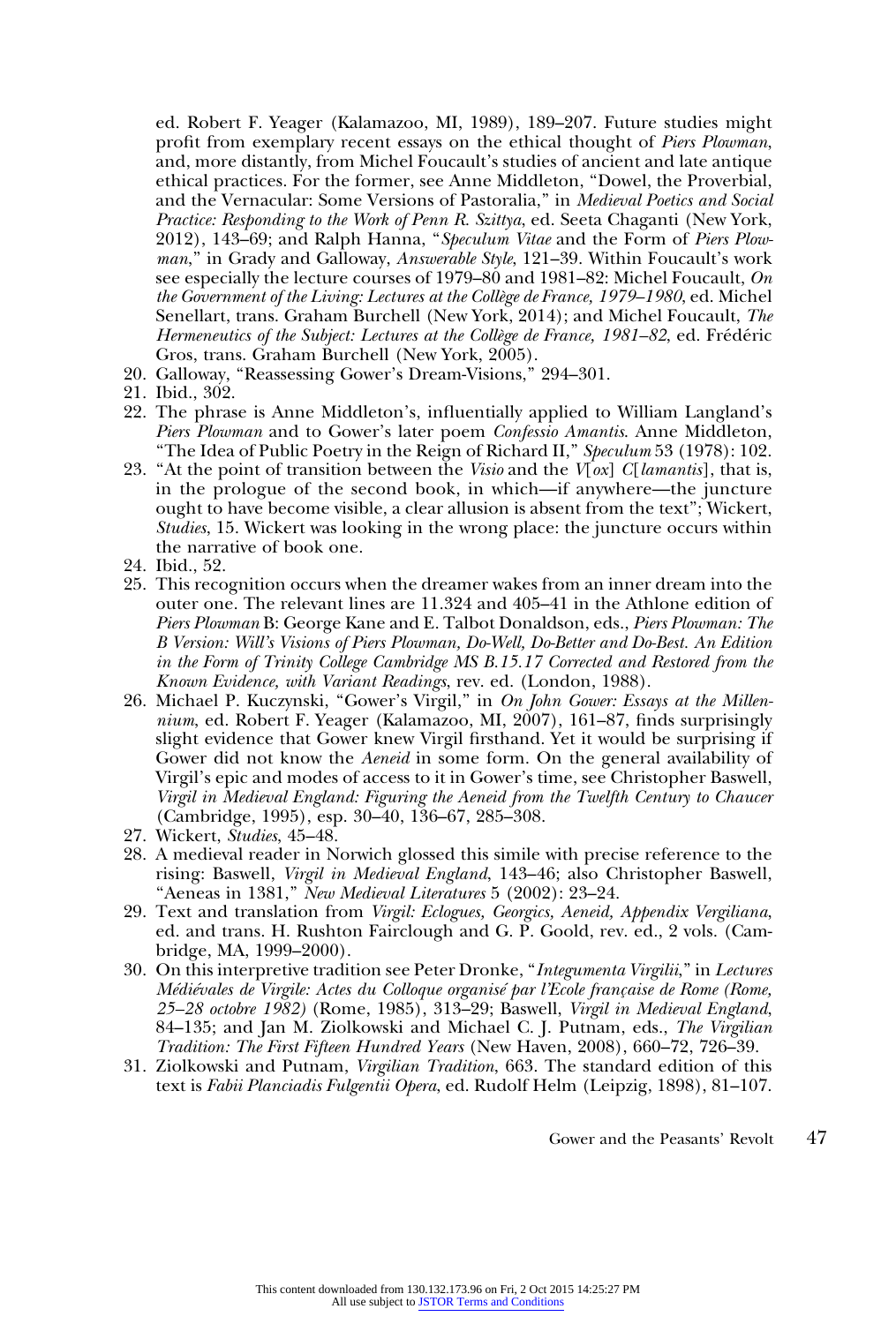ed. Robert F. Yeager (Kalamazoo, MI, 1989), 189–207. Future studies might profit from exemplary recent essays on the ethical thought of *Piers Plowman*, and, more distantly, from Michel Foucault's studies of ancient and late antique ethical practices. For the former, see Anne Middleton, "Dowel, the Proverbial, and the Vernacular: Some Versions of Pastoralia," in *Medieval Poetics and Social Practice: Responding to the Work of Penn R. Szittya*, ed. Seeta Chaganti (New York, 2012), 143–69; and Ralph Hanna, "*Speculum Vitae* and the Form of *Piers Plowman*," in Grady and Galloway, *Answerable Style*, 121–39. Within Foucault's work see especially the lecture courses of 1979–80 and 1981–82: Michel Foucault, *On the Government of the Living: Lectures at the Collège de France, 1979–1980*, ed. Michel Senellart, trans. Graham Burchell (New York, 2014); and Michel Foucault, *The Hermeneutics of the Subject: Lectures at the Collège de France, 1981–82*, ed. Frédéric Gros, trans. Graham Burchell (New York, 2005).

20. Galloway, "Reassessing Gower's Dream-Visions," 294–301.
21. Ibid., 302.
22. The phrase is Anne Middleton's, influentially applied to William Langland's *Piers Plowman* and to Gower's later poem *Confessio Amantis*. Anne Middleton, "The Idea of Public Poetry in the Reign of Richard II," *Speculum* 53 (1978): 102.
23. "At the point of transition between the *Visio* and the *V*[*ox*] *C*[*lamantis*], that is, in the prologue of the second book, in which—if anywhere—the juncture ought to have become visible, a clear allusion is absent from the text"; Wickert, *Studies*, 15. Wickert was looking in the wrong place: the juncture occurs within the narrative of book one.
24. Ibid., 52.
25. This recognition occurs when the dreamer wakes from an inner dream into the outer one. The relevant lines are 11.324 and 405–41 in the Athlone edition of *Piers Plowman* B: George Kane and E. Talbot Donaldson, eds., *Piers Plowman: The B Version: Will's Visions of Piers Plowman, Do-Well, Do-Better and Do-Best. An Edition in the Form of Trinity College Cambridge MS B.15.17 Corrected and Restored from the Known Evidence, with Variant Readings*, rev. ed. (London, 1988).
26. Michael P. Kuczynski, "Gower's Virgil," in *On John Gower: Essays at the Millennium*, ed. Robert F. Yeager (Kalamazoo, MI, 2007), 161–87, finds surprisingly slight evidence that Gower knew Virgil firsthand. Yet it would be surprising if Gower did not know the *Aeneid* in some form. On the general availability of Virgil's epic and modes of access to it in Gower's time, see Christopher Baswell, *Virgil in Medieval England: Figuring the Aeneid from the Twelfth Century to Chaucer* (Cambridge, 1995), esp. 30–40, 136–67, 285–308.
27. Wickert, *Studies*, 45–48.
28. A medieval reader in Norwich glossed this simile with precise reference to the rising: Baswell, *Virgil in Medieval England*, 143–46; also Christopher Baswell, "Aeneas in 1381," *New Medieval Literatures* 5 (2002): 23–24.
29. Text and translation from *Virgil: Eclogues, Georgics, Aeneid, Appendix Vergiliana*, ed. and trans. H. Rushton Fairclough and G. P. Goold, rev. ed., 2 vols. (Cambridge, MA, 1999–2000).
30. On this interpretive tradition see Peter Dronke, "*Integumenta Virgilii*," in *Lectures Médiévales de Virgile: Actes du Colloque organisé par l'Ecole française de Rome (Rome, 25–28 octobre 1982)* (Rome, 1985), 313–29; Baswell, *Virgil in Medieval England*, 84–135; and Jan M. Ziolkowski and Michael C. J. Putnam, eds., *The Virgilian Tradition: The First Fifteen Hundred Years* (New Haven, 2008), 660–72, 726–39.
31. Ziolkowski and Putnam, *Virgilian Tradition*, 663. The standard edition of this text is *Fabii Planciadis Fulgentii Opera*, ed. Rudolf Helm (Leipzig, 1898), 81–107.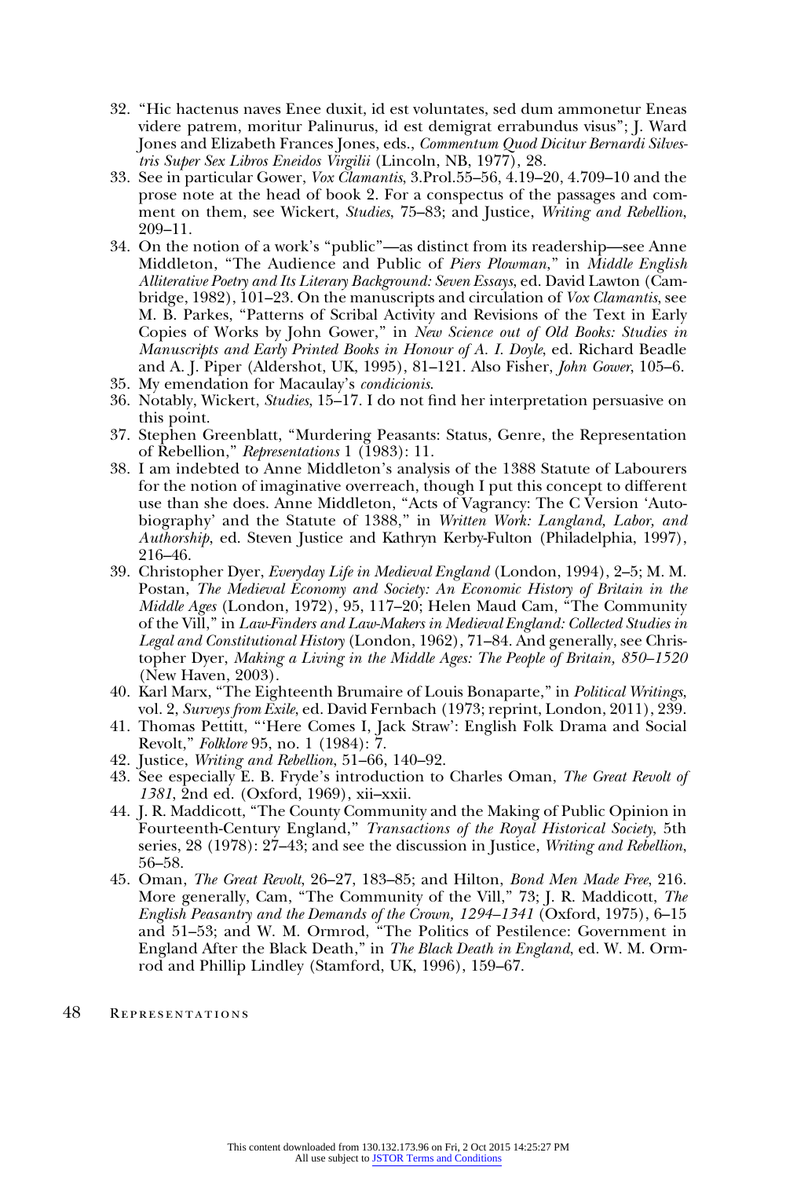32. "Hic hactenus naves Enee duxit, id est voluntates, sed dum ammonetur Eneas videre patrem, moritur Palinurus, id est demigrat errabundus visus"; J. Ward Jones and Elizabeth Frances Jones, eds., *Commentum Quod Dicitur Bernardi Silvestris Super Sex Libros Eneidos Virgilii* (Lincoln, NB, 1977), 28.
33. See in particular Gower, *Vox Clamantis*, 3.Prol.55–56, 4.19–20, 4.709–10 and the prose note at the head of book 2. For a conspectus of the passages and comment on them, see Wickert, *Studies*, 75–83; and Justice, *Writing and Rebellion*, 209–11.
34. On the notion of a work's "public"—as distinct from its readership—see Anne Middleton, "The Audience and Public of *Piers Plowman*," in *Middle English Alliterative Poetry and Its Literary Background: Seven Essays*, ed. David Lawton (Cambridge, 1982), 101–23. On the manuscripts and circulation of *Vox Clamantis*, see M. B. Parkes, "Patterns of Scribal Activity and Revisions of the Text in Early Copies of Works by John Gower," in *New Science out of Old Books: Studies in Manuscripts and Early Printed Books in Honour of A. I. Doyle*, ed. Richard Beadle and A. J. Piper (Aldershot, UK, 1995), 81–121. Also Fisher, *John Gower*, 105–6.
35. My emendation for Macaulay's *condicionis*.
36. Notably, Wickert, *Studies*, 15–17. I do not find her interpretation persuasive on this point.
37. Stephen Greenblatt, "Murdering Peasants: Status, Genre, the Representation of Rebellion," *Representations* 1 (1983): 11.
38. I am indebted to Anne Middleton's analysis of the 1388 Statute of Labourers for the notion of imaginative overreach, though I put this concept to different use than she does. Anne Middleton, "Acts of Vagrancy: The C Version 'Autobiography' and the Statute of 1388," in *Written Work: Langland, Labor, and Authorship*, ed. Steven Justice and Kathryn Kerby-Fulton (Philadelphia, 1997), 216–46.
39. Christopher Dyer, *Everyday Life in Medieval England* (London, 1994), 2–5; M. M. Postan, *The Medieval Economy and Society: An Economic History of Britain in the Middle Ages* (London, 1972), 95, 117–20; Helen Maud Cam, "The Community of the Vill," in *Law-Finders and Law-Makers in Medieval England: Collected Studies in Legal and Constitutional History* (London, 1962), 71–84. And generally, see Christopher Dyer, *Making a Living in the Middle Ages: The People of Britain, 850–1520* (New Haven, 2003).
40. Karl Marx, "The Eighteenth Brumaire of Louis Bonaparte," in *Political Writings*, vol. 2, *Surveys from Exile*, ed. David Fernbach (1973; reprint, London, 2011), 239.
41. Thomas Pettitt, "'Here Comes I, Jack Straw': English Folk Drama and Social Revolt," *Folklore* 95, no. 1 (1984): 7.
42. Justice, *Writing and Rebellion*, 51–66, 140–92.
43. See especially E. B. Fryde's introduction to Charles Oman, *The Great Revolt of 1381*, 2nd ed. (Oxford, 1969), xii–xxii.
44. J. R. Maddicott, "The County Community and the Making of Public Opinion in Fourteenth-Century England," *Transactions of the Royal Historical Society*, 5th series, 28 (1978): 27–43; and see the discussion in Justice, *Writing and Rebellion*, 56–58.
45. Oman, *The Great Revolt*, 26–27, 183–85; and Hilton, *Bond Men Made Free*, 216. More generally, Cam, "The Community of the Vill," 73; J. R. Maddicott, *The English Peasantry and the Demands of the Crown, 1294–1341* (Oxford, 1975), 6–15 and 51–53; and W. M. Ormrod, "The Politics of Pestilence: Government in England After the Black Death," in *The Black Death in England*, ed. W. M. Ormrod and Phillip Lindley (Stamford, UK, 1996), 159–67.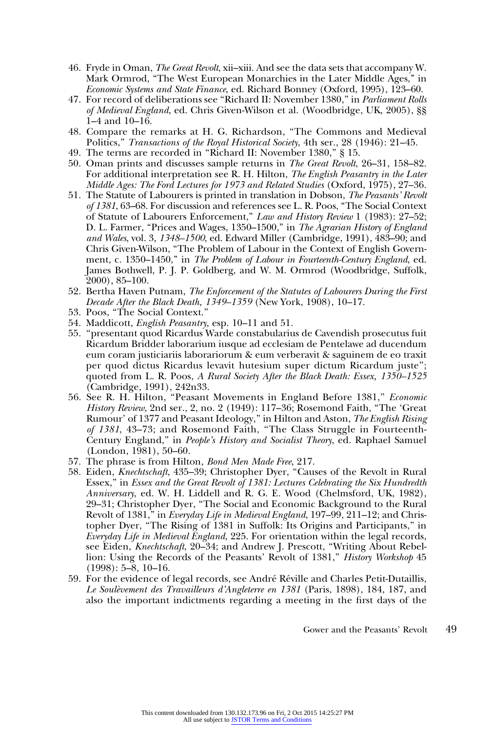46. Fryde in Oman, *The Great Revolt*, xii–xiii. And see the data sets that accompany W. Mark Ormrod, "The West European Monarchies in the Later Middle Ages," in *Economic Systems and State Finance*, ed. Richard Bonney (Oxford, 1995), 123–60.
47. For record of deliberations see "Richard II: November 1380," in *Parliament Rolls of Medieval England*, ed. Chris Given-Wilson et al. (Woodbridge, UK, 2005), §§ 1–4 and 10–16.
48. Compare the remarks at H. G. Richardson, "The Commons and Medieval Politics," *Transactions of the Royal Historical Society*, 4th ser., 28 (1946): 21–45.
49. The terms are recorded in "Richard II: November 1380," § 15.
50. Oman prints and discusses sample returns in *The Great Revolt*, 26–31, 158–82. For additional interpretation see R. H. Hilton, *The English Peasantry in the Later Middle Ages: The Ford Lectures for 1973 and Related Studies* (Oxford, 1975), 27–36.
51. The Statute of Labourers is printed in translation in Dobson, *The Peasants' Revolt of 1381*, 63–68. For discussion and references see L. R. Poos, "The Social Context of Statute of Labourers Enforcement," *Law and History Review* 1 (1983): 27–52; D. L. Farmer, "Prices and Wages, 1350–1500," in *The Agrarian History of England and Wales*, vol. 3, *1348–1500*, ed. Edward Miller (Cambridge, 1991), 483–90; and Chris Given-Wilson, "The Problem of Labour in the Context of English Government, c. 1350–1450," in *The Problem of Labour in Fourteenth-Century England*, ed. James Bothwell, P. J. P. Goldberg, and W. M. Ormrod (Woodbridge, Suffolk, 2000), 85–100.
52. Bertha Haven Putnam, *The Enforcement of the Statutes of Labourers During the First Decade After the Black Death, 1349–1359* (New York, 1908), 10–17.
53. Poos, "The Social Context."
54. Maddicott, *English Peasantry*, esp. 10–11 and 51.
55. "presentant quod Ricardus Warde constabularius de Cavendish prosecutus fuit Ricardum Bridder laborarium iusque ad ecclesiam de Pentelawe ad ducendum eum coram justiciariis laborariorum & eum verberavit & saguinem de eo traxit per quod dictus Ricardus levavit hutesium super dictum Ricardum juste"; quoted from L. R. Poos, *A Rural Society After the Black Death: Essex, 1350–1525* (Cambridge, 1991), 242n33.
56. See R. H. Hilton, "Peasant Movements in England Before 1381," *Economic History Review*, 2nd ser., 2, no. 2 (1949): 117–36; Rosemond Faith, "The 'Great Rumour' of 1377 and Peasant Ideology," in Hilton and Aston, *The English Rising of 1381*, 43–73; and Rosemond Faith, "The Class Struggle in Fourteenth-Century England," in *People's History and Socialist Theory*, ed. Raphael Samuel (London, 1981), 50–60.
57. The phrase is from Hilton, *Bond Men Made Free*, 217.
58. Eiden, *Knechtschaft*, 435–39; Christopher Dyer, "Causes of the Revolt in Rural Essex," in *Essex and the Great Revolt of 1381: Lectures Celebrating the Six Hundredth Anniversary*, ed. W. H. Liddell and R. G. E. Wood (Chelmsford, UK, 1982), 29–31; Christopher Dyer, "The Social and Economic Background to the Rural Revolt of 1381," in *Everyday Life in Medieval England*, 197–99, 211–12; and Christopher Dyer, "The Rising of 1381 in Suffolk: Its Origins and Participants," in *Everyday Life in Medieval England*, 225. For orientation within the legal records, see Eiden, *Knechtschaft*, 20–34; and Andrew J. Prescott, "Writing About Rebellion: Using the Records of the Peasants' Revolt of 1381," *History Workshop* 45 (1998): 5–8, 10–16.
59. For the evidence of legal records, see André Réville and Charles Petit-Dutaillis, *Le Soulèvement des Travailleurs d'Angleterre en 1381* (Paris, 1898), 184, 187, and also the important indictments regarding a meeting in the first days of the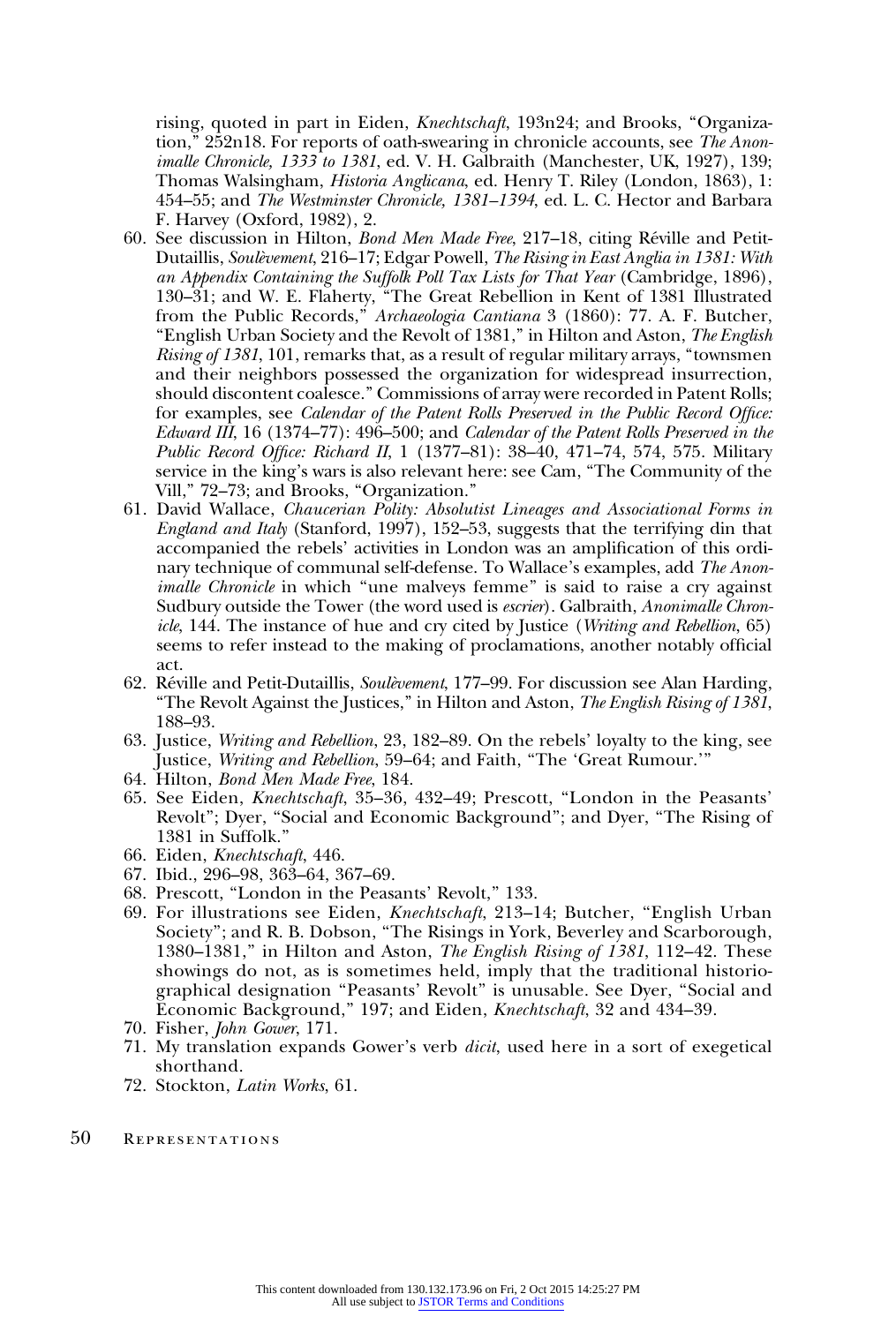rising, quoted in part in Eiden, *Knechtschaft*, 193n24; and Brooks, "Organization," 252n18. For reports of oath-swearing in chronicle accounts, see *The Anonimalle Chronicle, 1333 to 1381*, ed. V. H. Galbraith (Manchester, UK, 1927), 139; Thomas Walsingham, *Historia Anglicana*, ed. Henry T. Riley (London, 1863), 1: 454–55; and *The Westminster Chronicle, 1381–1394*, ed. L. C. Hector and Barbara F. Harvey (Oxford, 1982), 2.

60. See discussion in Hilton, *Bond Men Made Free*, 217–18, citing Réville and Petit-Dutaillis, *Soulèvement*, 216–17; Edgar Powell, *The Rising in East Anglia in 1381: With an Appendix Containing the Suffolk Poll Tax Lists for That Year* (Cambridge, 1896), 130–31; and W. E. Flaherty, "The Great Rebellion in Kent of 1381 Illustrated from the Public Records," *Archaeologia Cantiana* 3 (1860): 77. A. F. Butcher, "English Urban Society and the Revolt of 1381," in Hilton and Aston, *The English Rising of 1381*, 101, remarks that, as a result of regular military arrays, "townsmen and their neighbors possessed the organization for widespread insurrection, should discontent coalesce." Commissions of array were recorded in Patent Rolls; for examples, see *Calendar of the Patent Rolls Preserved in the Public Record Office: Edward III*, 16 (1374–77): 496–500; and *Calendar of the Patent Rolls Preserved in the Public Record Office: Richard II*, 1 (1377–81): 38–40, 471–74, 574, 575. Military service in the king's wars is also relevant here: see Cam, "The Community of the Vill," 72–73; and Brooks, "Organization."
61. David Wallace, *Chaucerian Polity: Absolutist Lineages and Associational Forms in England and Italy* (Stanford, 1997), 152–53, suggests that the terrifying din that accompanied the rebels' activities in London was an amplification of this ordinary technique of communal self-defense. To Wallace's examples, add *The Anonimalle Chronicle* in which "une malveys femme" is said to raise a cry against Sudbury outside the Tower (the word used is *escrier*). Galbraith, *Anonimalle Chronicle*, 144. The instance of hue and cry cited by Justice (*Writing and Rebellion*, 65) seems to refer instead to the making of proclamations, another notably official act.
62. Réville and Petit-Dutaillis, *Soulèvement*, 177–99. For discussion see Alan Harding, "The Revolt Against the Justices," in Hilton and Aston, *The English Rising of 1381*, 188–93.
63. Justice, *Writing and Rebellion*, 23, 182–89. On the rebels' loyalty to the king, see Justice, *Writing and Rebellion*, 59–64; and Faith, "The 'Great Rumour.'"
64. Hilton, *Bond Men Made Free*, 184.
65. See Eiden, *Knechtschaft*, 35–36, 432–49; Prescott, "London in the Peasants' Revolt"; Dyer, "Social and Economic Background"; and Dyer, "The Rising of 1381 in Suffolk."
66. Eiden, *Knechtschaft*, 446.
67. Ibid., 296–98, 363–64, 367–69.
68. Prescott, "London in the Peasants' Revolt," 133.
69. For illustrations see Eiden, *Knechtschaft*, 213–14; Butcher, "English Urban Society"; and R. B. Dobson, "The Risings in York, Beverley and Scarborough, 1380–1381," in Hilton and Aston, *The English Rising of 1381*, 112–42. These showings do not, as is sometimes held, imply that the traditional historiographical designation "Peasants' Revolt" is unusable. See Dyer, "Social and Economic Background," 197; and Eiden, *Knechtschaft*, 32 and 434–39.
70. Fisher, *John Gower*, 171.
71. My translation expands Gower's verb *dicit*, used here in a sort of exegetical shorthand.
72. Stockton, *Latin Works*, 61.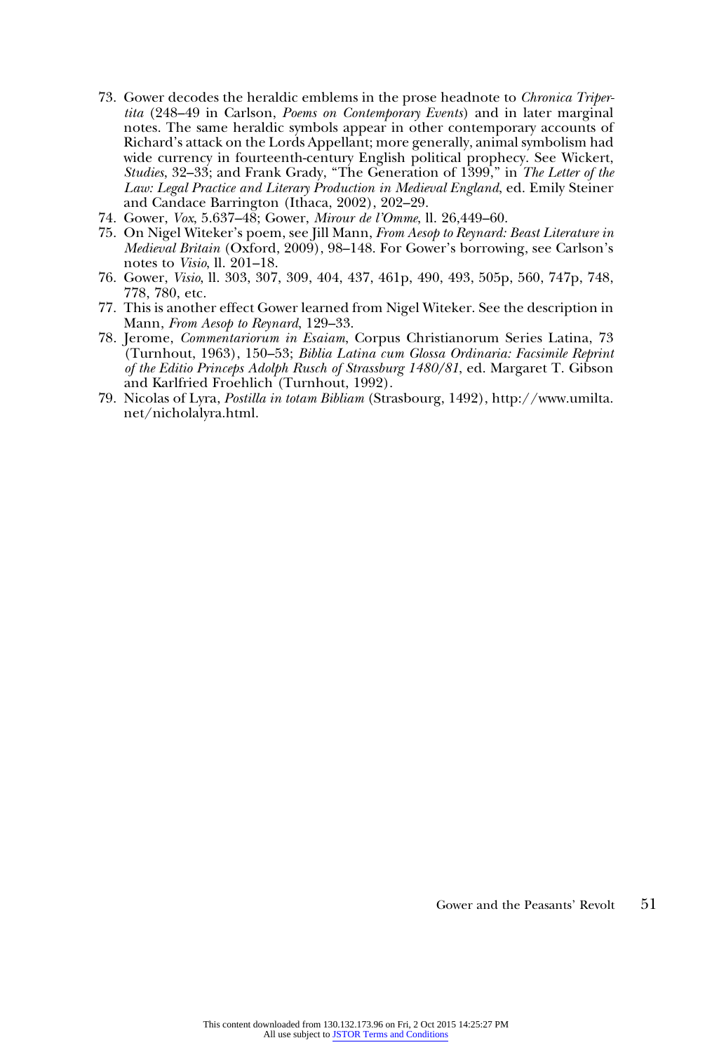73. Gower decodes the heraldic emblems in the prose headnote to *Chronica Tripertita* (248–49 in Carlson, *Poems on Contemporary Events*) and in later marginal notes. The same heraldic symbols appear in other contemporary accounts of Richard's attack on the Lords Appellant; more generally, animal symbolism had wide currency in fourteenth-century English political prophecy. See Wickert, *Studies*, 32–33; and Frank Grady, "The Generation of 1399," in *The Letter of the Law: Legal Practice and Literary Production in Medieval England*, ed. Emily Steiner and Candace Barrington (Ithaca, 2002), 202–29.
74. Gower, *Vox*, 5.637–48; Gower, *Mirour de l'Omme*, ll. 26,449–60.
75. On Nigel Witeker's poem, see Jill Mann, *From Aesop to Reynard: Beast Literature in Medieval Britain* (Oxford, 2009), 98–148. For Gower's borrowing, see Carlson's notes to *Visio*, ll. 201–18.
76. Gower, *Visio*, ll. 303, 307, 309, 404, 437, 461p, 490, 493, 505p, 560, 747p, 748, 778, 780, etc.
77. This is another effect Gower learned from Nigel Witeker. See the description in Mann, *From Aesop to Reynard*, 129–33.
78. Jerome, *Commentariorum in Esaiam*, Corpus Christianorum Series Latina, 73 (Turnhout, 1963), 150–53; *Biblia Latina cum Glossa Ordinaria: Facsimile Reprint of the Editio Princeps Adolph Rusch of Strassburg 1480/81*, ed. Margaret T. Gibson and Karlfried Froehlich (Turnhout, 1992).
79. Nicolas of Lyra, *Postilla in totam Bibliam* (Strasbourg, 1492), http://www.umilta.net/nicholalyra.html.